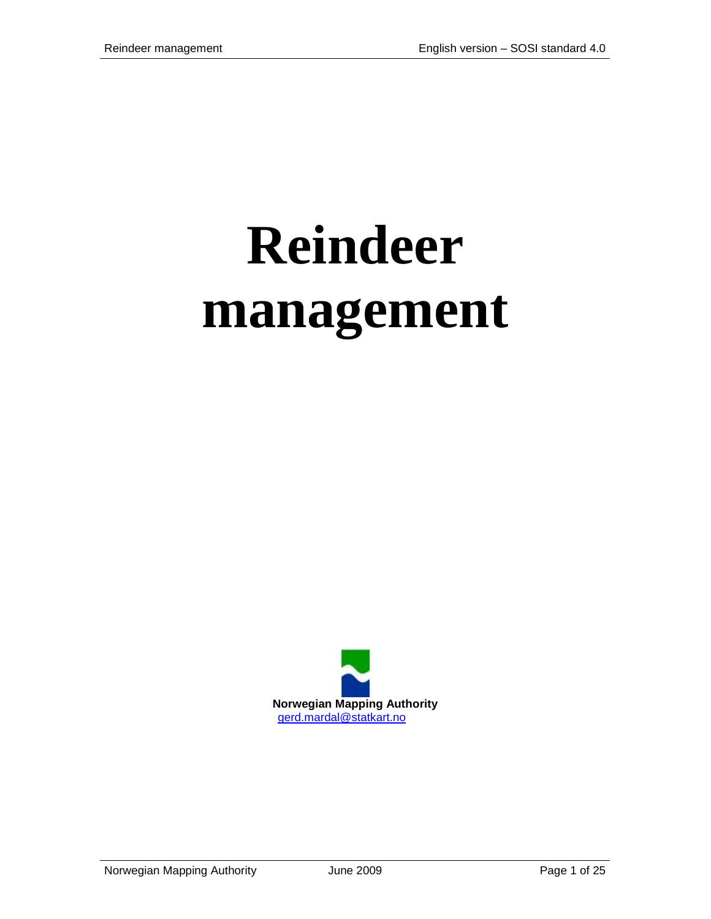# Reindeer management

**Norwegian Mapping Authority**

gerd.mardal@statkart.no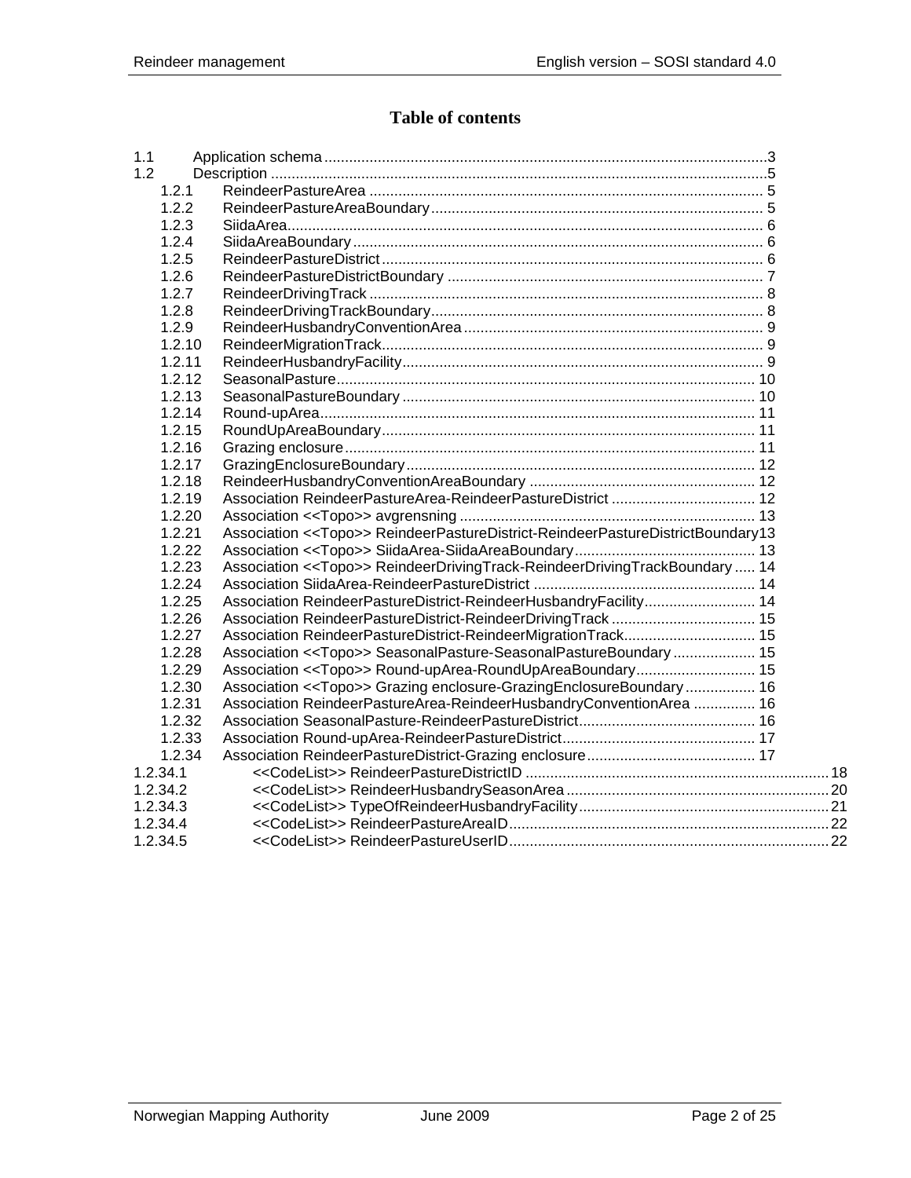# Table of contents

1.1 Application schema ........................................................................................3
1.2 Description ........................................................................................5
- 1.2.1 ReindeerPastureArea ........................................................................................ 5
- 1.2.2 ReindeerPastureAreaBoundary ........................................................................................ 5
- 1.2.3 SiidaArea........................................................................................ 6
- 1.2.4 SiidaAreaBoundary ........................................................................................ 6
- 1.2.5 ReindeerPastureDistrict ........................................................................................ 6
- 1.2.6 ReindeerPastureDistrictBoundary ........................................................................................ 7
- 1.2.7 ReindeerDrivingTrack ........................................................................................ 8
- 1.2.8 ReindeerDrivingTrackBoundary........................................................................................ 8
- 1.2.9 ReindeerHusbandryConventionArea ........................................................................................ 9
- 1.2.10 ReindeerMigrationTrack........................................................................................ 9
- 1.2.11 ReindeerHusbandryFacility........................................................................................ 9
- 1.2.12 SeasonalPasture........................................................................................ 10
- 1.2.13 SeasonalPastureBoundary ........................................................................................ 10
- 1.2.14 Round-upArea........................................................................................ 11
- 1.2.15 RoundUpAreaBoundary........................................................................................ 11
- 1.2.16 Grazing enclosure........................................................................................ 11
- 1.2.17 GrazingEnclosureBoundary........................................................................................ 12
- 1.2.18 ReindeerHusbandryConventionAreaBoundary ........................................................................................ 12
- 1.2.19 Association ReindeerPastureArea-ReindeerPastureDistrict ........................................ 12
- 1.2.20 Association <<Topo>> avgrensning ........................................................................................ 13
- 1.2.21 Association <<Topo>> ReindeerPastureDistrict-ReindeerPastureDistrictBoundary13
- 1.2.22 Association <<Topo>> SiidaArea-SiidaAreaBoundary........................................ 13
- 1.2.23 Association <<Topo>> ReindeerDrivingTrack-ReindeerDrivingTrackBoundary ..... 14
- 1.2.24 Association SiidaArea-ReindeerPastureDistrict ........................................ 14
- 1.2.25 Association ReindeerPastureDistrict-ReindeerHusbandryFacility........................................ 14
- 1.2.26 Association ReindeerPastureDistrict-ReindeerDrivingTrack ........................................ 15
- 1.2.27 Association ReindeerPastureDistrict-ReindeerMigrationTrack........................................ 15
- 1.2.28 Association <<Topo>> SeasonalPasture-SeasonalPastureBoundary ........................................ 15
- 1.2.29 Association <<Topo>> Round-upArea-RoundUpAreaBoundary........................................ 15
- 1.2.30 Association <<Topo>> Grazing enclosure-GrazingEnclosureBoundary ........................................ 16
- 1.2.31 Association ReindeerPastureArea-ReindeerHusbandryConventionArea ........................................ 16
- 1.2.32 Association SeasonalPasture-ReindeerPastureDistrict........................................ 16
- 1.2.33 Association Round-upArea-ReindeerPastureDistrict........................................ 17
- 1.2.34 Association ReindeerPastureDistrict-Grazing enclosure........................................ 17

1.2.34.1 <<CodeList>> ReindeerPastureDistrictID ........................................................................................ 18
1.2.34.2 <<CodeList>> ReindeerHusbandrySeasonArea ........................................................................................ 20
1.2.34.3 <<CodeList>> TypeOfReindeerHusbandryFacility........................................................................................ 21
1.2.34.4 <<CodeList>> ReindeerPastureAreaID........................................................................................ 22
1.2.34.5 <<CodeList>> ReindeerPastureUserID........................................................................................ 22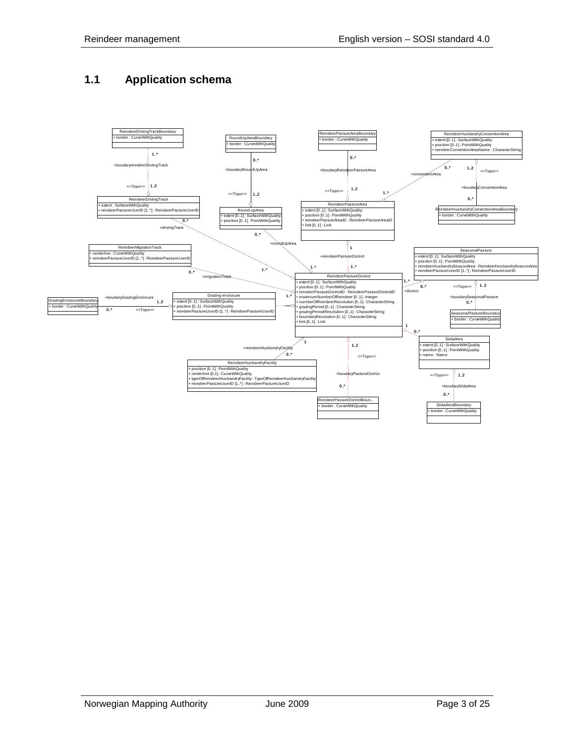## 1.1 Application schema

ReindeerDrivingTrackBoundary
+ border : CurveWithQuality

1..*
+boudaryreindeerDrivingTrack
<<Topo>> 1..2

ReindeerDrivingTrack
+ extent : SurfaceWithQuality
+ reindeerPastureUserID [1..*] : ReindeerPastureUserID

0..*
+drivingTrack

RoundUpAreaBoundary
+ border : CurveWithQuality

0..*
+boudaryRoundUpArea
<<Topo>> 1..2

Round-upArea
+ extent [0..1] : SurfaceWithQuality
+ position [0..1] : PointWithQuality

0..*
+roundUpArea

ReindeerPastureAreaBoundary
+ border : CurveWithQuality

0..*
+boudaryReindeerPastureArea
<<Topo>> 1..2

ReindeerPastureArea
+ extent [0..1] : SurfaceWithQuality
+ position [0..1] : PointWithQuality
+ reindeerPastureAreaID : ReindeerPastureAreaID
+ link [0..1] : Link

1
+reindeerPastureDistrict
1..*

ReindeerHusbandryConventionArea
+ extent [0..1] : SurfaceWithQuality
+ position [0..1] : PointWithQuality
+ reindeerConventionAreaName : CharacterString

0..*
+conventionArea
1..*
1..2
<<Topo>>
+boudaryConcentionArea
0..*

ReindeerHusbandryConventionAreaBoundary
+ border : CurveWithQuality

ReindeerMigrationTrack
+ centerline : CurveWithQuality
+ reindeerPastureUserID [1..*] : ReindeerPastureUserID

0..*
+migrationTrack
1..*

SeasonalPasture
+ extent [0..1] : SurfaceWithQuality
+ position [0..1] : PointWithQuality
+ reindeerHusbandrySeasonArea : ReindeerHusbandrySeasonArea
+ reindeerPastureUserID [1..*] : ReindeerPastureUserID

1..*
0..*
+district
<<Topo>> 1..2
+boudarySeasonalPasture
0..*

SeasonalPastureBoundary
+ border : CurveWithQuality

ReindeerPastureDistrict
+ extent [0..1] : SurfaceWithQuality
+ position [0..1] : PointWithQuality
+ reindeerPastureDistrictID : ReindeerPastureDistrictID
+ maximumNumberOfReindeer [0..1] : Integer
+ numberOfReindeerResolution [0..1] : CharacterString
+ grazingPeriod [0..1] : CharacterString
+ grazingPeriodResolution [0..1] : CharacterString
+ boundaryResolution [0..1] : CharacterString
+ link [0..1] : Link

1..*
1..*

GrazingEnclosureBoundary
+ border : CurveWithQuality

+boudaryGrazingEnclosure
1..2
0..*
<<Topo>>

Grazing enclosure
+ extent [0..1] : SurfaceWithQuality
+ position [0..1] : PointWithQuality
+ reindeerPastureUserID [1..*] : ReindeerPastureUserID

1..*

1
+reindeerHusbandryFacility
0..*

ReindeerHusbandryFacility
+ position [0..1] : PointWithQuality
+ centerline [0..1] : CurveWithQuality
+ typeOfReindeerHusbandryFacility : TypeOfReindeerHusbandryFacility
+ reindeerPastureUserID [1..*] : ReindeerPastureUserID

1..2
<<Topo>>
+boudaryPastureDistrict
0..*

ReindeerPastureDistrictBoun...
+ border : CurveWithQuality

1
0..*

SiidaArea
+ extent [0..1] : SurfaceWithQuality
+ position [0..1] : PointWithQuality
+ name : Name

<<Topo>> 1..2
+boudarySiidaArea
0..*

SiidaAreaBoundary
+ border : CurveWithQuality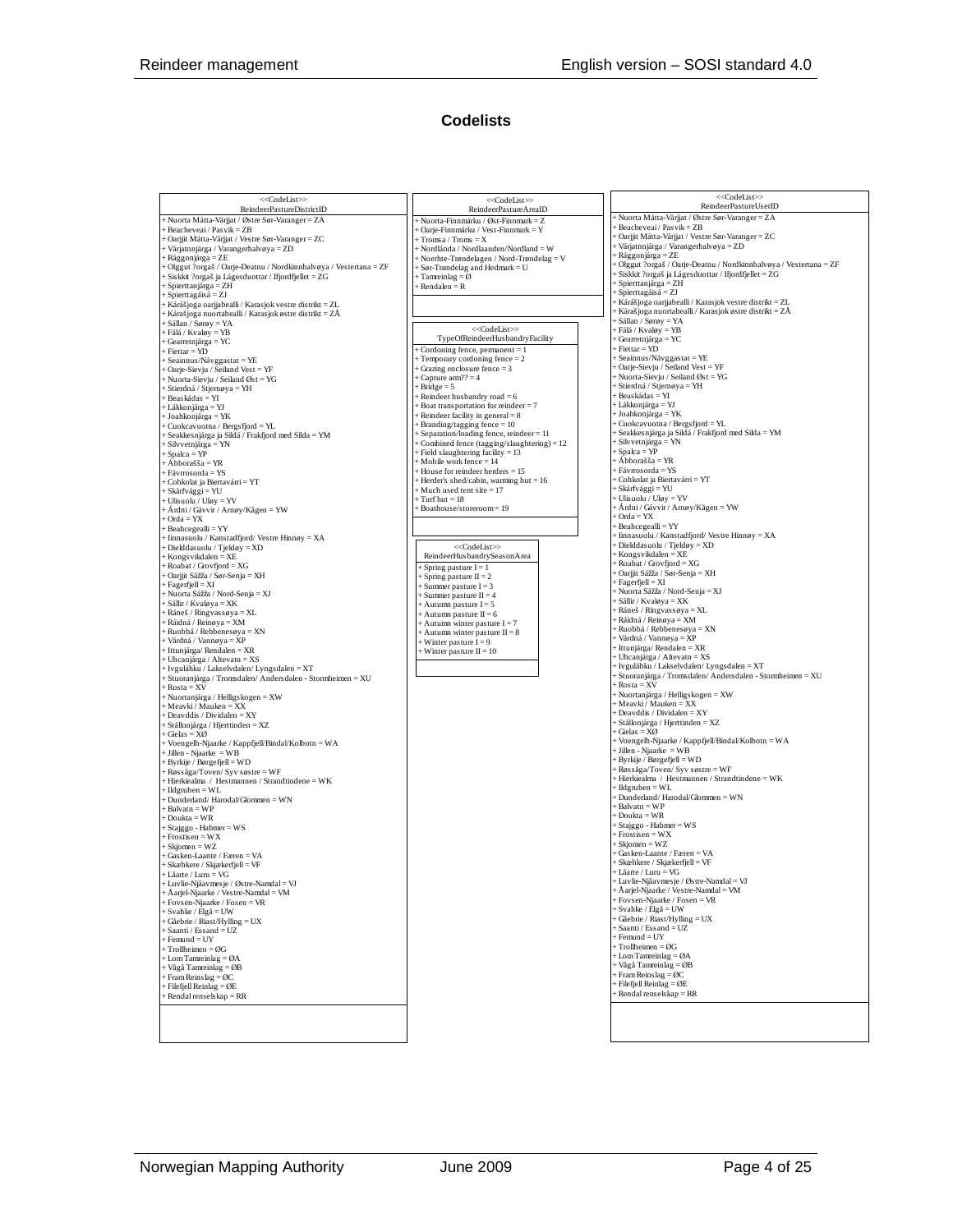## Codelists

**<<CodeList>>**
**ReindeerPastureDistrictID**

+ Nuorta Mátta-Várjjat / Østre Sør-Varanger = ZA
+ Beacheveai / Pasvik = ZB
+ Oarjjit Mátta-Várjjat / Vestre Sør-Varanger = ZC
+ Várjatnnjárga / Varangerhalvøya = ZD
+ Rággonjárga = ZE
+ Olggut ?orgaš / Oarje-Deatnu / Nordkinnhalvøya / Vestertana = ZF
+ Siskkit ?orgaš ja Lágesduottar / Ifjordfjellet = ZG
+ Spierttanjárga = ZH
+ Spierttagáisá = ZJ
+ Kárášjoga oarjjabealli / Karasjok vestre distrikt = ZL
+ Kárášjoga nuortabealli / Karasjok østre distrikt = ZÅ
+ Sállan / Sørøy = YA
+ Fálá / Kvaløy = YB
+ Gearretnjárga = YC
+ Fiettar = YD
+ Seainnus/Návggastat = YE
+ Oarje-Sievju / Seiland Vest = YF
+ Nuorta-Sievju / Seiland Øst = YG
+ Stierdná / Stjernøya = YH
+ Beaskádas = YI
+ Lákkonjárga = YJ
+ Joahkonjárga = YK
+ Cuokcavuotna / Bergsfjord = YL
+ Seakkesnjárga ja Sildá / Frakfjord med Silda = YM
+ Silvvetnjárga = YN
+ Spalca = YP
+ Ábborašša = YR
+ Fávrrosorda = YS
+ Cohkolat ja Biertavárri = YT
+ Skárfvággi = YU
+ Ulisuolu / Uløy = YV
+ Árdni / Gávvir / Arnøy/Kågen = YW
+ Orda = YX
+ Beahcegealli = YY
+ Iinnasuolu / Kanstadfjord/ Vestre Hinnøy = XA
+ Dielddasuolu / Tjeldøy = XD
+ Kongsvikdalen = XE
+ Roabat / Grovfjord = XG
+ Oarjjit Sážža / Sør-Senja = XH
+ Fagerfjell = XI
+ Nuorta Sážža / Nord-Senja = XJ
+ Sállir / Kvaløya = XK
+ Ráneš / Ringvassøya = XL
+ Ráidná / Reinøya = XM
+ Ruobbá / Rebbenesøya = XN
+ Várdná / Vannøya = XP
+ Ittunjárga/ Rendalen = XR
+ Uhcanjárga / Altevatn = XS
+ Ivguláhku / Lakselvdalen/ Lyngsdalen = XT
+ Stuoranjárga / Tromsdalen/ Andersdalen - Stormheimen = XU
+ Rosta = XV
+ Nuortanjárga / Helligskogen = XW
+ Meavki / Mauken = XX
+ Deavddis / Dividalen = XY
+ Stállonjárga / Hjerttinden = XZ
+ Gielas = XØ
+ Voengelh-Njaarke / Kappfjell/Bindal/Kolbotn = WA
+ Jillen - Njaarke = WB
+ Byrkije / Børgefjell = WD
+ Røssåga/Toven/ Syv søstre = WF
+ Hierkiealma / Hestmannen / Strandtindene = WK
+ Ildgruben = WL
+ Dunderland/ Harodal/Glommen = WN
+ Balvatn = WP
+ Doukta = WR
+ Stajggo - Habmer = WS
+ Frostisen = WX
+ Skjomen = WZ
+ Gasken-Laante / Færen = VA
+ Skæhkere / Skjækerfjell = VF
+ Låarte / Luru = VG
+ Luvlie-Njåavmesje / Østre-Namdal = VJ
+ Åarjel-Njaarke / Vestre-Namdal = VM
+ Fovsen-Njaarke / Fosen = VR
+ Svahke / Elgå = UW
+ Gåebrie / Riast/Hylling = UX
+ Saanti / Essand = UZ
+ Femund = UY
+ Trollheimen = ØG
+ Lom Tamreinlag = ØA
+ Vågå Tamreinlag = ØB
+ Fram Reinslag = ØC
+ Filefjell Reinlag = ØE
+ Rendal renselskap = RR

**<<CodeList>>**
**ReindeerPastureAreaID**

+ Nuorta-Finnmárku / Øst-Finnmark = Z
+ Oarje-Finnmárku / Vest-Finnmark = Y
+ Tromsa / Troms = X
+ Nordlánda / Nordlaanden/Nordland = W
+ Noerhte-Trøndelagen / Nord-Trøndelag = V
+ Sør-Trøndelag and Hedmark = U
+ Tamreinlag = Ø
+ Rendalen = R

**<<CodeList>>**
**TypeOfReindeerHusbandryFacility**

+ Cordoning fence, permanent = 1
+ Temporary cordoning fence = 2
+ Grazing enclosure fence = 3
+ Capture arm?? = 4
+ Bridge = 5
+ Reindeer husbandry road = 6
+ Boat transportation for reindeer = 7
+ Reindeer facility in general = 8
+ Branding/tagging fence = 10
+ Separation/loading fence, reindeer = 11
+ Combined fence (tagging/slaughtering) = 12
+ Field slaughtering facility = 13
+ Mobile work fence = 14
+ House for reindeer herders = 15
+ Herder's shed/cabin, warming hut = 16
+ Much used tent site = 17
+ Turf hut = 18
+ Boathouse/storeroom = 19

**<<CodeList>>**
**ReindeerHusbandrySeasonArea**

+ Spring pasture I = 1
+ Spring pasture II = 2
+ Summer pasture I = 3
+ Summer pasture II = 4
+ Autumn pasture I = 5
+ Autumn pasture II = 6
+ Autumn winter pasture I = 7
+ Autumn winter pasture II = 8
+ Winter pasture I = 9
+ Winter pasture II = 10

**<<CodeList>>**
**ReindeerPastureUserID**

+ Nuorta Mátta-Várjjat / Østre Sør-Varanger = ZA
+ Beacheveai / Pasvik = ZB
+ Oarjjit Mátta-Várjjat / Vestre Sør-Varanger = ZC
+ Várjatnnjárga / Varangerhalvøya = ZD
+ Rággonjárga = ZE
+ Olggut ?orgaš / Oarje-Deatnu / Nordkinnhalvøya / Vestertana = ZF
+ Siskkit ?orgaš ja Lágesduottar / Ifjordfjellet = ZG
+ Spierttanjárga = ZH
+ Spierttagáisá = ZJ
+ Kárášjoga oarjjabealli / Karasjok vestre distrikt = ZL
+ Kárášjoga nuortabealli / Karasjok østre distrikt = ZÅ
+ Sállan / Sørøy = YA
+ Fálá / Kvaløy = YB
+ Gearretnjárga = YC
+ Fiettar = YD
+ Seainnus/Návggastat = YE
+ Oarje-Sievju / Seiland Vest = YF
+ Nuorta-Sievju / Seiland Øst = YG
+ Stierdná / Stjernøya = YH
+ Beaskádas = YI
+ Lákkonjárga = YJ
+ Joahkonjárga = YK
+ Cuokcavuotna / Bergsfjord = YL
+ Seakkesnjárga ja Sildá / Frakfjord med Silda = YM
+ Silvvetnjárga = YN
+ Spalca = YP
+ Ábborašša = YR
+ Fávrrosorda = YS
+ Cohkolat ja Biertavárri = YT
+ Skárfvággi = YU
+ Ulisuolu / Uløy = YV
+ Árdni / Gávvir / Arnøy/Kågen = YW
+ Orda = YX
+ Beahcegealli = YY
+ Iinnasuolu / Kanstadfjord/ Vestre Hinnøy = XA
+ Dielddasuolu / Tjeldøy = XD
+ Kongsvikdalen = XE
+ Roabat / Grovfjord = XG
+ Oarjjit Sážža / Sør-Senja = XH
+ Fagerfjell = XI
+ Nuorta Sážža / Nord-Senja = XJ
+ Sállir / Kvaløya = XK
+ Ráneš / Ringvassøya = XL
+ Ráidná / Reinøya = XM
+ Ruobbá / Rebbenesøya = XN
+ Várdná / Vannøya = XP
+ Ittunjárga/ Rendalen = XR
+ Uhcanjárga / Altevatn = XS
+ Ivguláhku / Lakselvdalen/ Lyngsdalen = XT
+ Stuoranjárga / Tromsdalen/ Andersdalen - Stormheimen = XU
+ Rosta = XV
+ Nuortanjárga / Helligskogen = XW
+ Meavki / Mauken = XX
+ Deavddis / Dividalen = XY
+ Stállonjárga / Hjerttinden = XZ
+ Gielas = XØ
+ Voengelh-Njaarke / Kappfjell/Bindal/Kolbotn = WA
+ Jillen - Njaarke = WB
+ Byrkije / Børgefjell = WD
+ Røssåga/Toven/ Syv søstre = WF
+ Hierkiealma / Hestmannen / Strandtindene = WK
+ Ildgruben = WL
+ Dunderland/ Harodal/Glommen = WN
+ Balvatn = WP
+ Doukta = WR
+ Stajggo - Habmer = WS
+ Frostisen = WX
+ Skjomen = WZ
+ Gasken-Laante / Færen = VA
+ Skæhkere / Skjækerfjell = VF
+ Låarte / Luru = VG
+ Luvlie-Njåavmesje / Østre-Namdal = VJ
+ Åarjel-Njaarke / Vestre-Namdal = VM
+ Fovsen-Njaarke / Fosen = VR
+ Svahke / Elgå = UW
+ Gåebrie / Riast/Hylling = UX
+ Saanti / Essand = UZ
+ Femund = UY
+ Trollheimen = ØG
+ Lom Tamreinlag = ØA
+ Vågå Tamreinlag = ØB
+ Fram Reinslag = ØC
+ Filefjell Reinlag = ØE
+ Rendal renselskap = RR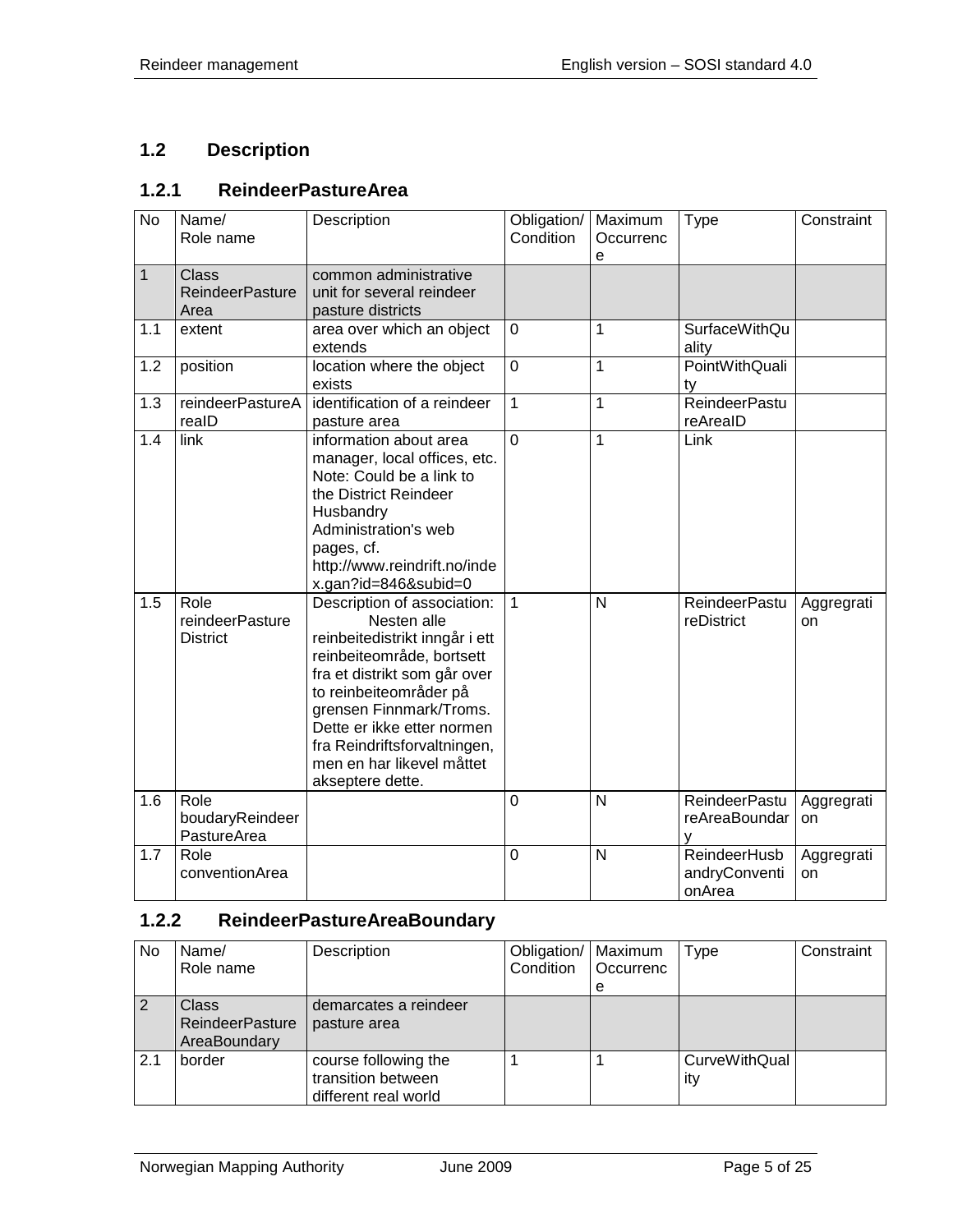## 1.2 Description

### 1.2.1 ReindeerPastureArea

| No | Name/ Role name | Description | Obligation/ Condition | Maximum Occurrence | Type | Constraint |
|---|---|---|---|---|---|---|
| 1 | Class ReindeerPastureArea | common administrative unit for several reindeer pasture districts | | | | |
| 1.1 | extent | area over which an object extends | 0 | 1 | SurfaceWithQuality | |
| 1.2 | position | location where the object exists | 0 | 1 | PointWithQuality | |
| 1.3 | reindeerPastureAreaID | identification of a reindeer pasture area | 1 | 1 | ReindeerPastureAreaID | |
| 1.4 | link | information about area manager, local offices, etc. Note: Could be a link to the District Reindeer Husbandry Administration's web pages, cf. http://www.reindrift.no/index.gan?id=846&subid=0 | 0 | 1 | Link | |
| 1.5 | Role reindeerPastureDistrict | Description of association: Nesten alle reinbeitedistrikt inngår i ett reinbeiteområde, bortsett fra et distrikt som går over to reinbeiteområder på grensen Finnmark/Troms. Dette er ikke etter normen fra Reindriftsforvaltningen, men en har likevel måttet akseptere dette. | 1 | N | ReindeerPastureDistrict | Aggregration |
| 1.6 | Role boudaryReindeerPastureArea | | 0 | N | ReindeerPastureAreaBoundary | Aggregration |
| 1.7 | Role conventionArea | | 0 | N | ReindeerHusbandryConventionArea | Aggregration |

### 1.2.2 ReindeerPastureAreaBoundary

| No | Name/ Role name | Description | Obligation/ Condition | Maximum Occurrence | Type | Constraint |
|---|---|---|---|---|---|---|
| 2 | Class ReindeerPastureAreaBoundary | demarcates a reindeer pasture area | | | | |
| 2.1 | border | course following the transition between different real world | 1 | 1 | CurveWithQuality | |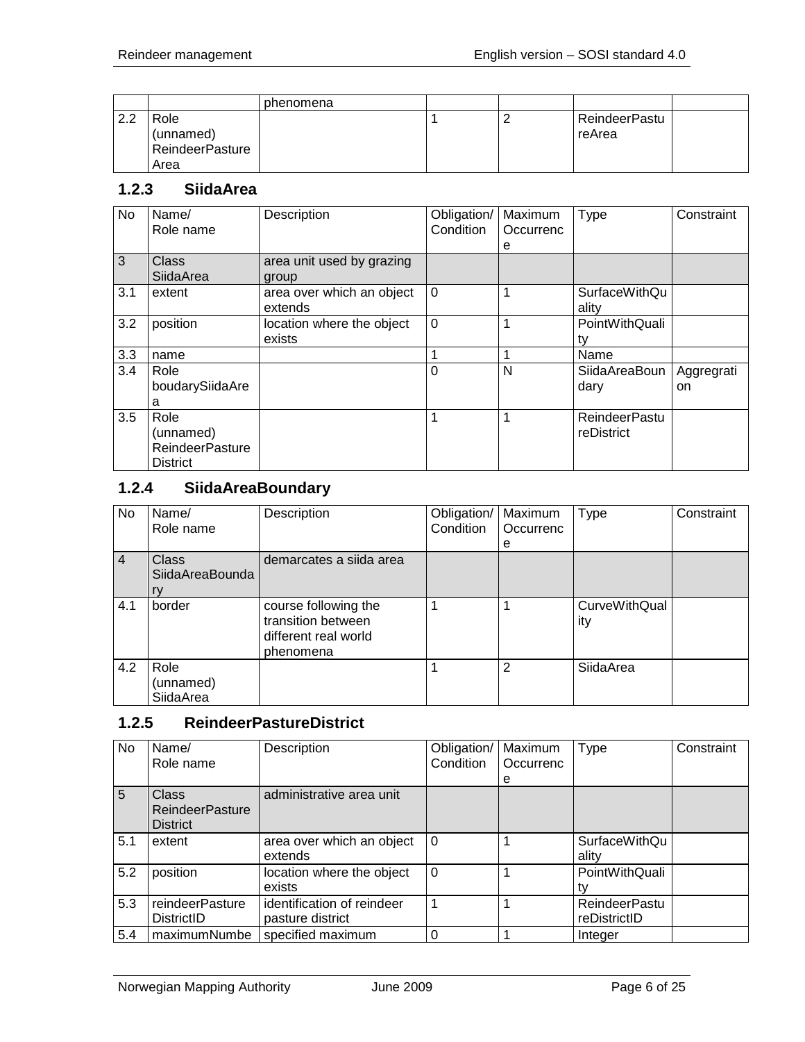| No | Name/ Role name | Description | Obligation/ Condition | Maximum Occurrence | Type | Constraint |
|---|---|---|---|---|---|---|
| | | phenomena | | | | |
| 2.2 | Role (unnamed) ReindeerPasture Area | | 1 | 2 | ReindeerPastureArea | |

### 1.2.3 SiidaArea

| No | Name/ Role name | Description | Obligation/ Condition | Maximum Occurrence | Type | Constraint |
|---|---|---|---|---|---|---|
| 3 | Class SiidaArea | area unit used by grazing group | | | | |
| 3.1 | extent | area over which an object extends | 0 | 1 | SurfaceWithQuality | |
| 3.2 | position | location where the object exists | 0 | 1 | PointWithQuality | |
| 3.3 | name | | 1 | 1 | Name | |
| 3.4 | Role boudarySiidaArea | | 0 | N | SiidaAreaBoundary | Aggregration |
| 3.5 | Role (unnamed) ReindeerPasture District | | 1 | 1 | ReindeerPastureDistrict | |

### 1.2.4 SiidaAreaBoundary

| No | Name/ Role name | Description | Obligation/ Condition | Maximum Occurrence | Type | Constraint |
|---|---|---|---|---|---|---|
| 4 | Class SiidaAreaBoundary | demarcates a siida area | | | | |
| 4.1 | border | course following the transition between different real world phenomena | 1 | 1 | CurveWithQuality | |
| 4.2 | Role (unnamed) SiidaArea | | 1 | 2 | SiidaArea | |

### 1.2.5 ReindeerPastureDistrict

| No | Name/ Role name | Description | Obligation/ Condition | Maximum Occurrence | Type | Constraint |
|---|---|---|---|---|---|---|
| 5 | Class ReindeerPasture District | administrative area unit | | | | |
| 5.1 | extent | area over which an object extends | 0 | 1 | SurfaceWithQuality | |
| 5.2 | position | location where the object exists | 0 | 1 | PointWithQuality | |
| 5.3 | reindeerPasture DistrictID | identification of reindeer pasture district | 1 | 1 | ReindeerPastureDistrictID | |
| 5.4 | maximumNumbe | specified maximum | 0 | 1 | Integer | |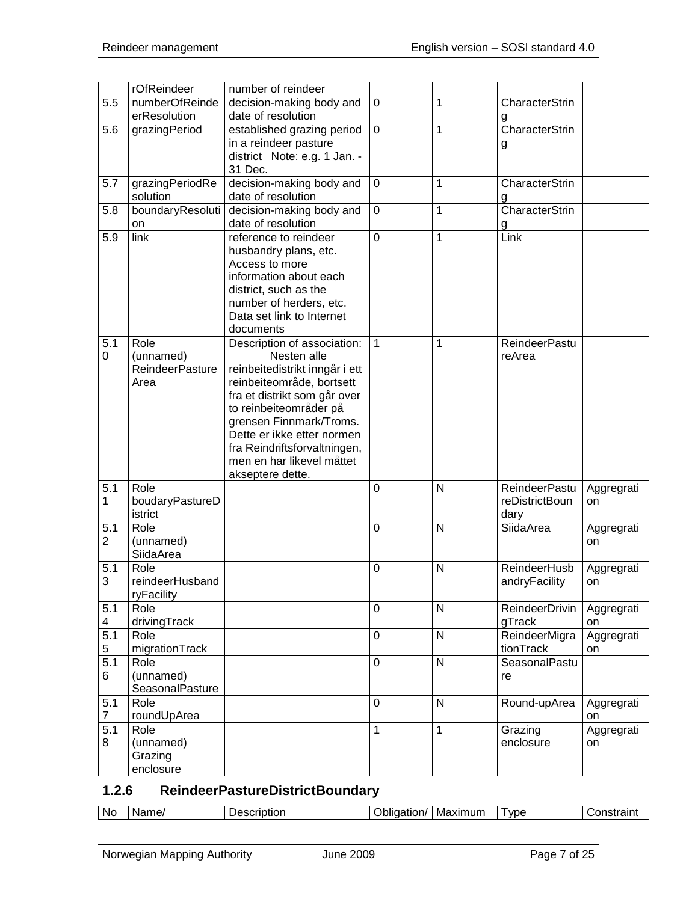| | | | | | | |
|---|---|---|---|---|---|---|
| | rOfReindeer | number of reindeer | | | | |
| 5.5 | numberOfReindeerResolution | decision-making body and date of resolution | 0 | 1 | CharacterString | |
| 5.6 | grazingPeriod | established grazing period in a reindeer pasture district Note: e.g. 1 Jan. - 31 Dec. | 0 | 1 | CharacterString | |
| 5.7 | grazingPeriodResolution | decision-making body and date of resolution | 0 | 1 | CharacterString | |
| 5.8 | boundaryResolution | decision-making body and date of resolution | 0 | 1 | CharacterString | |
| 5.9 | link | reference to reindeer husbandry plans, etc. Access to more information about each district, such as the number of herders, etc. Data set link to Internet documents | 0 | 1 | Link | |
| 5.10 | Role (unnamed) ReindeerPastureArea | Description of association: Nesten alle reinbeitedistrikt inngår i ett reinbeiteområde, bortsett fra et distrikt som går over to reinbeiteområder på grensen Finnmark/Troms. Dette er ikke etter normen fra Reindriftsforvaltningen, men en har likevel måttet akseptere dette. | 1 | 1 | ReindeerPastureArea | |
| 5.11 | Role boudaryPastureDistrict | | 0 | N | ReindeerPastureDistrictBoundary | Aggregation |
| 5.12 | Role (unnamed) SiidaArea | | 0 | N | SiidaArea | Aggregation |
| 5.13 | Role reindeerHusbandryFacility | | 0 | N | ReindeerHusbandryFacility | Aggregation |
| 5.14 | Role drivingTrack | | 0 | N | ReindeerDrivingTrack | Aggregation |
| 5.15 | Role migrationTrack | | 0 | N | ReindeerMigrationTrack | Aggregation |
| 5.16 | Role (unnamed) SeasonalPasture | | 0 | N | SeasonalPasture | |
| 5.17 | Role roundUpArea | | 0 | N | Round-upArea | Aggregation |
| 5.18 | Role (unnamed) Grazing enclosure | | 1 | 1 | Grazing enclosure | Aggregation |

### 1.2.6 ReindeerPastureDistrictBoundary

| No | Name/ | Description | Obligation/ | Maximum | Type | Constraint |
|---|---|---|---|---|---|---|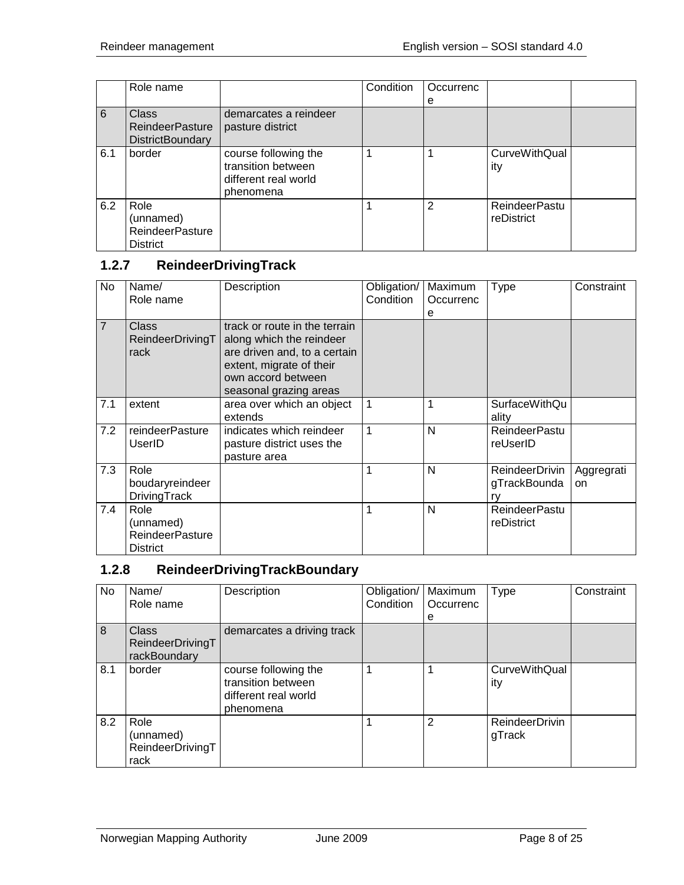| | Role name | | Condition | Occurrence | | |
|---|---|---|---|---|---|---|
| 6 | Class ReindeerPastureDistrictBoundary | demarcates a reindeer pasture district | | | | |
| 6.1 | border | course following the transition between different real world phenomena | 1 | 1 | CurveWithQuality | |
| 6.2 | Role (unnamed) ReindeerPastureDistrict | | 1 | 2 | ReindeerPastureDistrict | |

### 1.2.7 ReindeerDrivingTrack

| No | Name/ Role name | Description | Obligation/ Condition | Maximum Occurrence | Type | Constraint |
|---|---|---|---|---|---|---|
| 7 | Class ReindeerDrivingTrack | track or route in the terrain along which the reindeer are driven and, to a certain extent, migrate of their own accord between seasonal grazing areas | | | | |
| 7.1 | extent | area over which an object extends | 1 | 1 | SurfaceWithQuality | |
| 7.2 | reindeerPastureUserID | indicates which reindeer pasture district uses the pasture area | 1 | N | ReindeerPastureUserID | |
| 7.3 | Role boudaryreindeerDrivingTrack | | 1 | N | ReindeerDrivingTrackBoundary | Aggregration |
| 7.4 | Role (unnamed) ReindeerPastureDistrict | | 1 | N | ReindeerPastureDistrict | |

### 1.2.8 ReindeerDrivingTrackBoundary

| No | Name/ Role name | Description | Obligation/ Condition | Maximum Occurrence | Type | Constraint |
|---|---|---|---|---|---|---|
| 8 | Class ReindeerDrivingTrackBoundary | demarcates a driving track | | | | |
| 8.1 | border | course following the transition between different real world phenomena | 1 | 1 | CurveWithQuality | |
| 8.2 | Role (unnamed) ReindeerDrivingTrack | | 1 | 2 | ReindeerDrivingTrack | |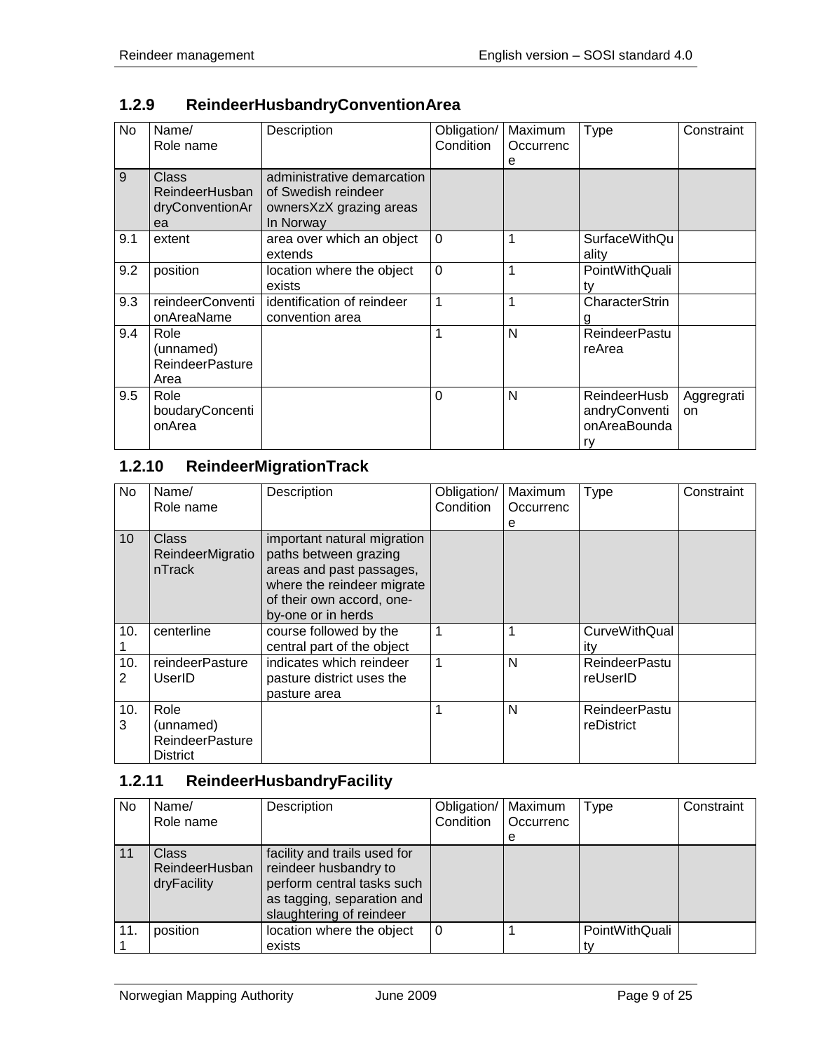### 1.2.9 ReindeerHusbandryConventionArea

| No | Name/ Role name | Description | Obligation/ Condition | Maximum Occurrence | Type | Constraint |
|---|---|---|---|---|---|---|
| 9 | Class ReindeerHusbandryConventionArea | administrative demarcation of Swedish reindeer ownersXzX grazing areas In Norway | | | | |
| 9.1 | extent | area over which an object extends | 0 | 1 | SurfaceWithQuality | |
| 9.2 | position | location where the object exists | 0 | 1 | PointWithQuality | |
| 9.3 | reindeerConventionAreaName | identification of reindeer convention area | 1 | 1 | CharacterString | |
| 9.4 | Role (unnamed) ReindeerPastureArea | | 1 | N | ReindeerPastureArea | |
| 9.5 | Role boudaryConcentionArea | | 0 | N | ReindeerHusbandryConventionAreaBoundary | Aggregration |

### 1.2.10 ReindeerMigrationTrack

| No | Name/ Role name | Description | Obligation/ Condition | Maximum Occurrence | Type | Constraint |
|---|---|---|---|---|---|---|
| 10 | Class ReindeerMigrationTrack | important natural migration paths between grazing areas and past passages, where the reindeer migrate of their own accord, one-by-one or in herds | | | | |
| 10.1 | centerline | course followed by the central part of the object | 1 | 1 | CurveWithQuality | |
| 10.2 | reindeerPastureUserID | indicates which reindeer pasture district uses the pasture area | 1 | N | ReindeerPastureUserID | |
| 10.3 | Role (unnamed) ReindeerPastureDistrict | | 1 | N | ReindeerPastureDistrict | |

### 1.2.11 ReindeerHusbandryFacility

| No | Name/ Role name | Description | Obligation/ Condition | Maximum Occurrence | Type | Constraint |
|---|---|---|---|---|---|---|
| 11 | Class ReindeerHusbandryFacility | facility and trails used for reindeer husbandry to perform central tasks such as tagging, separation and slaughtering of reindeer | | | | |
| 11.1 | position | location where the object exists | 0 | 1 | PointWithQuality | |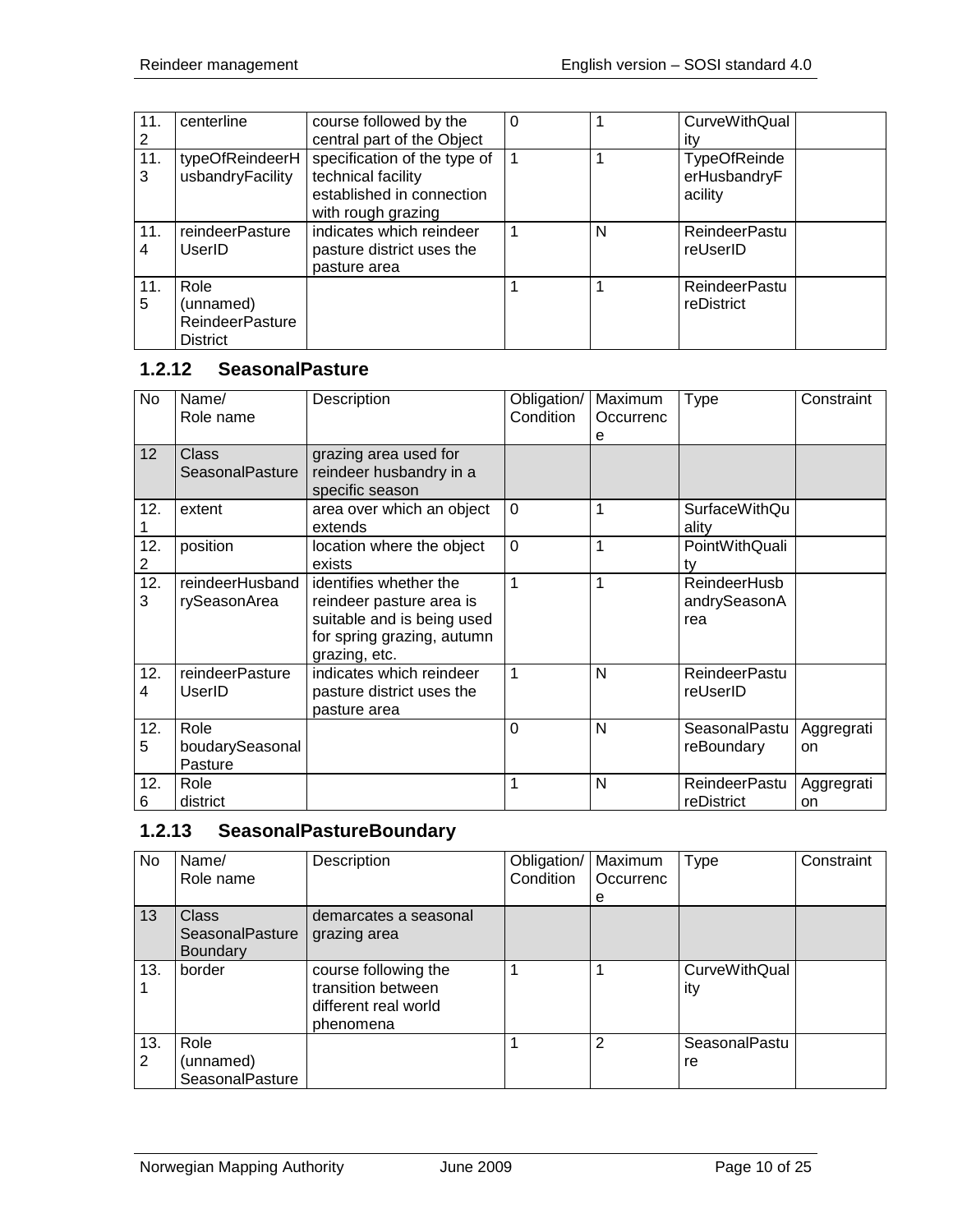| | | | | | | |
|---|---|---|---|---|---|---|
| 11.2 | centerline | course followed by the central part of the Object | 0 | 1 | CurveWithQuality | |
| 11.3 | typeOfReindeerHusbandryFacility | specification of the type of technical facility established in connection with rough grazing | 1 | 1 | TypeOfReindeerHusbandryFacility | |
| 11.4 | reindeerPastureUserID | indicates which reindeer pasture district uses the pasture area | 1 | N | ReindeerPastureUserID | |
| 11.5 | Role (unnamed) ReindeerPasture District | | 1 | 1 | ReindeerPastureDistrict | |

### 1.2.12 SeasonalPasture

| No | Name/ Role name | Description | Obligation/ Condition | Maximum Occurrence | Type | Constraint |
|---|---|---|---|---|---|---|
| 12 | Class SeasonalPasture | grazing area used for reindeer husbandry in a specific season | | | | |
| 12.1 | extent | area over which an object extends | 0 | 1 | SurfaceWithQuality | |
| 12.2 | position | location where the object exists | 0 | 1 | PointWithQuality | |
| 12.3 | reindeerHusbandrySeasonArea | identifies whether the reindeer pasture area is suitable and is being used for spring grazing, autumn grazing, etc. | 1 | 1 | ReindeerHusbandrySeasonArea | |
| 12.4 | reindeerPastureUserID | indicates which reindeer pasture district uses the pasture area | 1 | N | ReindeerPastureUserID | |
| 12.5 | Role boudarySeasonalPasture | | 0 | N | SeasonalPastureBoundary | Aggregation |
| 12.6 | Role district | | 1 | N | ReindeerPastureDistrict | Aggregation |

### 1.2.13 SeasonalPastureBoundary

| No | Name/ Role name | Description | Obligation/ Condition | Maximum Occurrence | Type | Constraint |
|---|---|---|---|---|---|---|
| 13 | Class SeasonalPasture Boundary | demarcates a seasonal grazing area | | | | |
| 13.1 | border | course following the transition between different real world phenomena | 1 | 1 | CurveWithQuality | |
| 13.2 | Role (unnamed) SeasonalPasture | | 1 | 2 | SeasonalPasture | |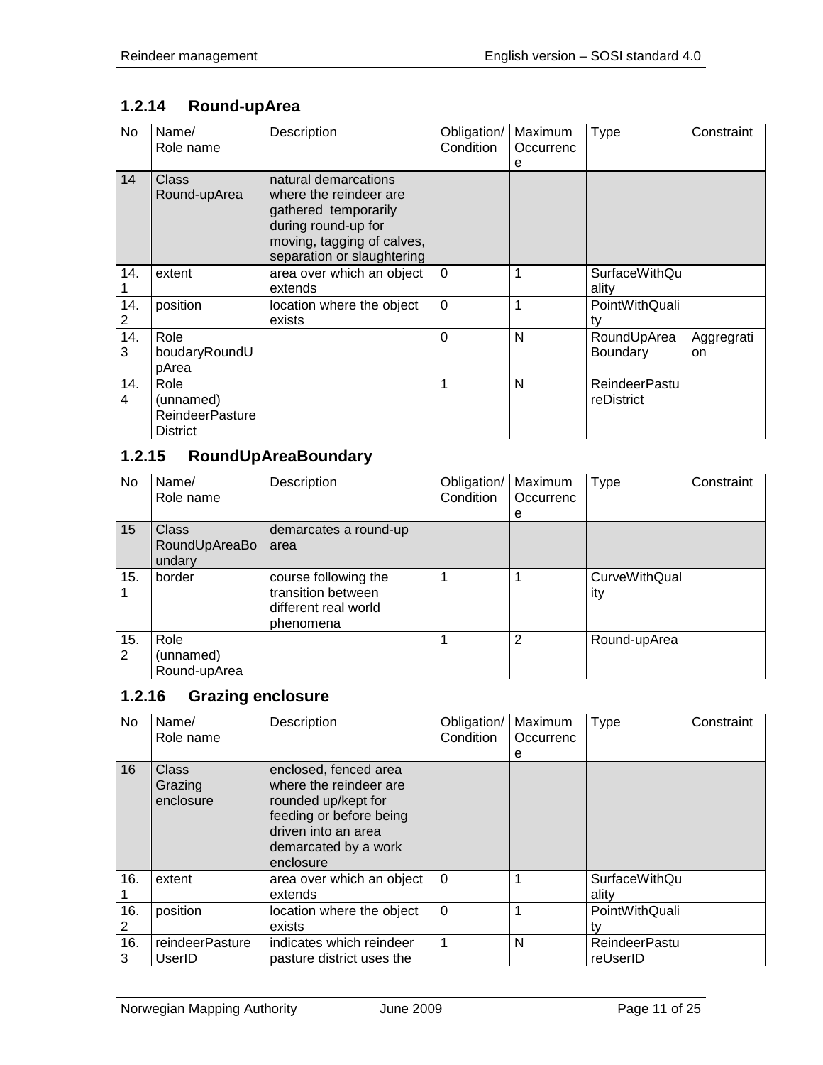### 1.2.14 Round-upArea

| No | Name/ Role name | Description | Obligation/ Condition | Maximum Occurrence | Type | Constraint |
|---|---|---|---|---|---|---|
| 14 | Class Round-upArea | natural demarcations where the reindeer are gathered temporarily during round-up for moving, tagging of calves, separation or slaughtering | | | | |
| 14.1 | extent | area over which an object extends | 0 | 1 | SurfaceWithQuality | |
| 14.2 | position | location where the object exists | 0 | 1 | PointWithQuality | |
| 14.3 | Role boudaryRoundUpArea | | 0 | N | RoundUpArea Boundary | Aggregration |
| 14.4 | Role (unnamed) ReindeerPasture District | | 1 | N | ReindeerPastureDistrict | |

### 1.2.15 RoundUpAreaBoundary

| No | Name/ Role name | Description | Obligation/ Condition | Maximum Occurrence | Type | Constraint |
|---|---|---|---|---|---|---|
| 15 | Class RoundUpAreaBoundary | demarcates a round-up area | | | | |
| 15.1 | border | course following the transition between different real world phenomena | 1 | 1 | CurveWithQuality | |
| 15.2 | Role (unnamed) Round-upArea | | 1 | 2 | Round-upArea | |

### 1.2.16 Grazing enclosure

| No | Name/ Role name | Description | Obligation/ Condition | Maximum Occurrence | Type | Constraint |
|---|---|---|---|---|---|---|
| 16 | Class Grazing enclosure | enclosed, fenced area where the reindeer are rounded up/kept for feeding or before being driven into an area demarcated by a work enclosure | | | | |
| 16.1 | extent | area over which an object extends | 0 | 1 | SurfaceWithQuality | |
| 16.2 | position | location where the object exists | 0 | 1 | PointWithQuality | |
| 16.3 | reindeerPasture UserID | indicates which reindeer pasture district uses the | 1 | N | ReindeerPastureUserID | |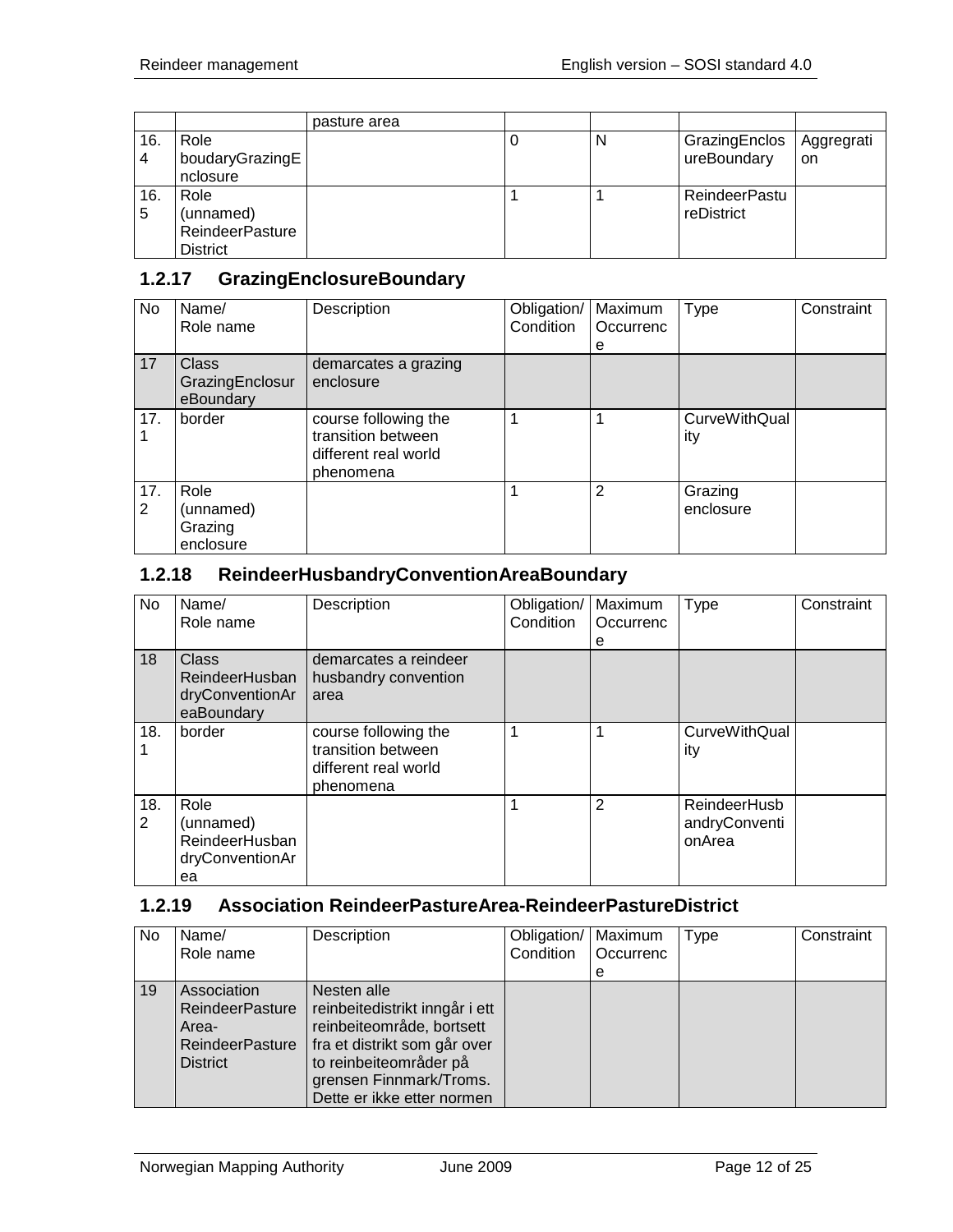| | | pasture area | | | | |
|---|---|---|---|---|---|---|
| 16.4 | Role boudaryGrazingEnclosure | | 0 | N | GrazingEnclosureBoundary | Aggregration |
| 16.5 | Role (unnamed) ReindeerPastureDistrict | | 1 | 1 | ReindeerPastureDistrict | |

### 1.2.17 GrazingEnclosureBoundary

| No | Name/ Role name | Description | Obligation/ Condition | Maximum Occurrence | Type | Constraint |
|---|---|---|---|---|---|---|
| 17 | Class GrazingEnclosureBoundary | demarcates a grazing enclosure | | | | |
| 17.1 | border | course following the transition between different real world phenomena | 1 | 1 | CurveWithQuality | |
| 17.2 | Role (unnamed) Grazing enclosure | | 1 | 2 | Grazing enclosure | |

### 1.2.18 ReindeerHusbandryConventionAreaBoundary

| No | Name/ Role name | Description | Obligation/ Condition | Maximum Occurrence | Type | Constraint |
|---|---|---|---|---|---|---|
| 18 | Class ReindeerHusbandryConventionAreaBoundary | demarcates a reindeer husbandry convention area | | | | |
| 18.1 | border | course following the transition between different real world phenomena | 1 | 1 | CurveWithQuality | |
| 18.2 | Role (unnamed) ReindeerHusbandryConventionArea | | 1 | 2 | ReindeerHusbandryConventionArea | |

### 1.2.19 Association ReindeerPastureArea-ReindeerPastureDistrict

| No | Name/ Role name | Description | Obligation/ Condition | Maximum Occurrence | Type | Constraint |
|---|---|---|---|---|---|---|
| 19 | Association ReindeerPastureArea-ReindeerPastureDistrict | Nesten alle reinbeitedistrikt inngår i ett reinbeiteområde, bortsett fra et distrikt som går over to reinbeiteområder på grensen Finnmark/Troms. Dette er ikke etter normen | | | | |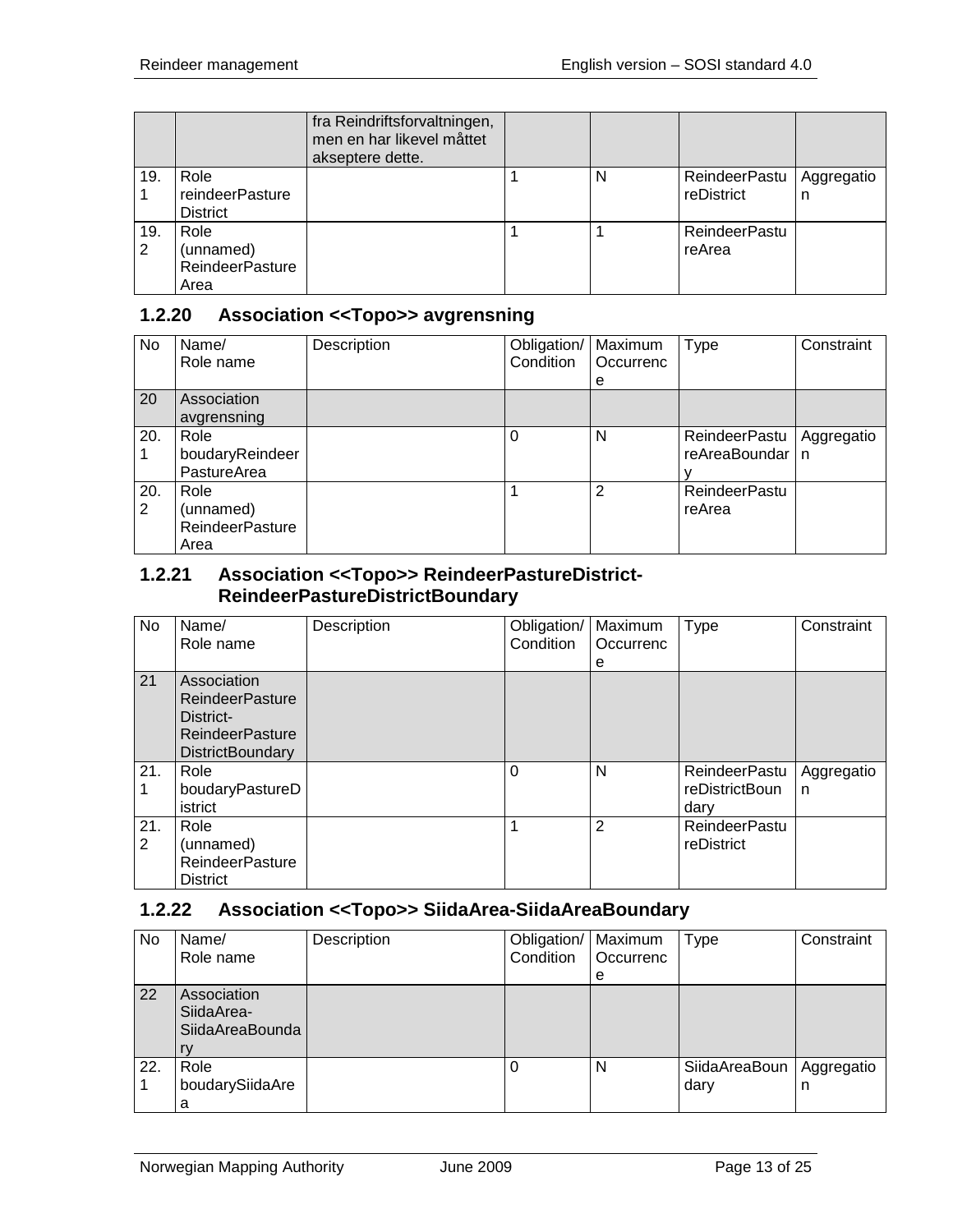| | | | | | | |
|---|---|---|---|---|---|---|
| | | fra Reindriftsforvaltningen, men en har likevel måttet akseptere dette. | | | | |
| 19.1 | Role reindeerPastureDistrict | | 1 | N | ReindeerPastureDistrict | Aggregation |
| 19.2 | Role (unnamed) ReindeerPastureArea | | 1 | 1 | ReindeerPastureArea | |

### 1.2.20 Association <<Topo>> avgrensning

| No | Name/ Role name | Description | Obligation/ Condition | Maximum Occurrence | Type | Constraint |
|---|---|---|---|---|---|---|
| 20 | Association avgrensning | | | | | |
| 20.1 | Role boudaryReindeerPastureArea | | 0 | N | ReindeerPastureAreaBoundary | Aggregation |
| 20.2 | Role (unnamed) ReindeerPastureArea | | 1 | 2 | ReindeerPastureArea | |

### 1.2.21 Association <<Topo>> ReindeerPastureDistrict-ReindeerPastureDistrictBoundary

| No | Name/ Role name | Description | Obligation/ Condition | Maximum Occurrence | Type | Constraint |
|---|---|---|---|---|---|---|
| 21 | Association ReindeerPastureDistrict-ReindeerPastureDistrictBoundary | | | | | |
| 21.1 | Role boudaryPastureDistrict | | 0 | N | ReindeerPastureDistrictBoundary | Aggregation |
| 21.2 | Role (unnamed) ReindeerPastureDistrict | | 1 | 2 | ReindeerPastureDistrict | |

### 1.2.22 Association <<Topo>> SiidaArea-SiidaAreaBoundary

| No | Name/ Role name | Description | Obligation/ Condition | Maximum Occurrence | Type | Constraint |
|---|---|---|---|---|---|---|
| 22 | Association SiidaArea-SiidaAreaBoundary | | | | | |
| 22.1 | Role boudarySiidaArea | | 0 | N | SiidaAreaBoundary | Aggregation |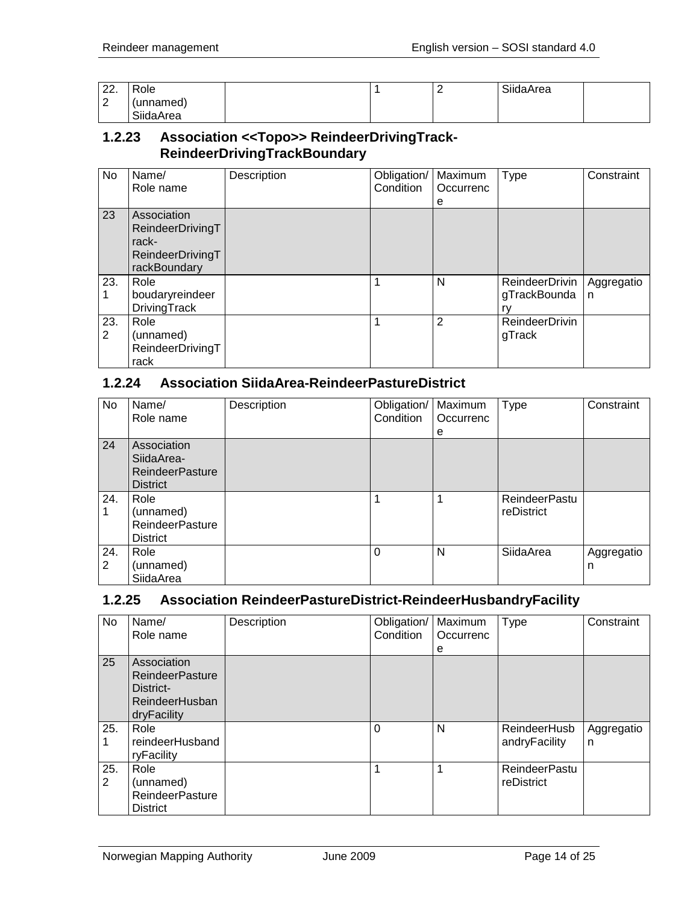| | | | | | | |
|---|---|---|---|---|---|---|
| 22.2 | Role (unnamed) SiidaArea | | 1 | 2 | SiidaArea | |

### 1.2.23 Association <<Topo>> ReindeerDrivingTrack-ReindeerDrivingTrackBoundary

| No | Name/ Role name | Description | Obligation/ Condition | Maximum Occurrence | Type | Constraint |
|---|---|---|---|---|---|---|
| 23 | Association ReindeerDrivingTrack-ReindeerDrivingTrackBoundary | | | | | |
| 23.1 | Role boudaryreindeer DrivingTrack | | 1 | N | ReindeerDrivingTrackBoundary | Aggregation |
| 23.2 | Role (unnamed) ReindeerDrivingTrack | | 1 | 2 | ReindeerDrivingTrack | |

### 1.2.24 Association SiidaArea-ReindeerPastureDistrict

| No | Name/ Role name | Description | Obligation/ Condition | Maximum Occurrence | Type | Constraint |
|---|---|---|---|---|---|---|
| 24 | Association SiidaArea-ReindeerPastureDistrict | | | | | |
| 24.1 | Role (unnamed) ReindeerPastureDistrict | | 1 | 1 | ReindeerPastureDistrict | |
| 24.2 | Role (unnamed) SiidaArea | | 0 | N | SiidaArea | Aggregation |

### 1.2.25 Association ReindeerPastureDistrict-ReindeerHusbandryFacility

| No | Name/ Role name | Description | Obligation/ Condition | Maximum Occurrence | Type | Constraint |
|---|---|---|---|---|---|---|
| 25 | Association ReindeerPastureDistrict-ReindeerHusbandryFacility | | | | | |
| 25.1 | Role reindeerHusbandryFacility | | 0 | N | ReindeerHusbandryFacility | Aggregation |
| 25.2 | Role (unnamed) ReindeerPastureDistrict | | 1 | 1 | ReindeerPastureDistrict | |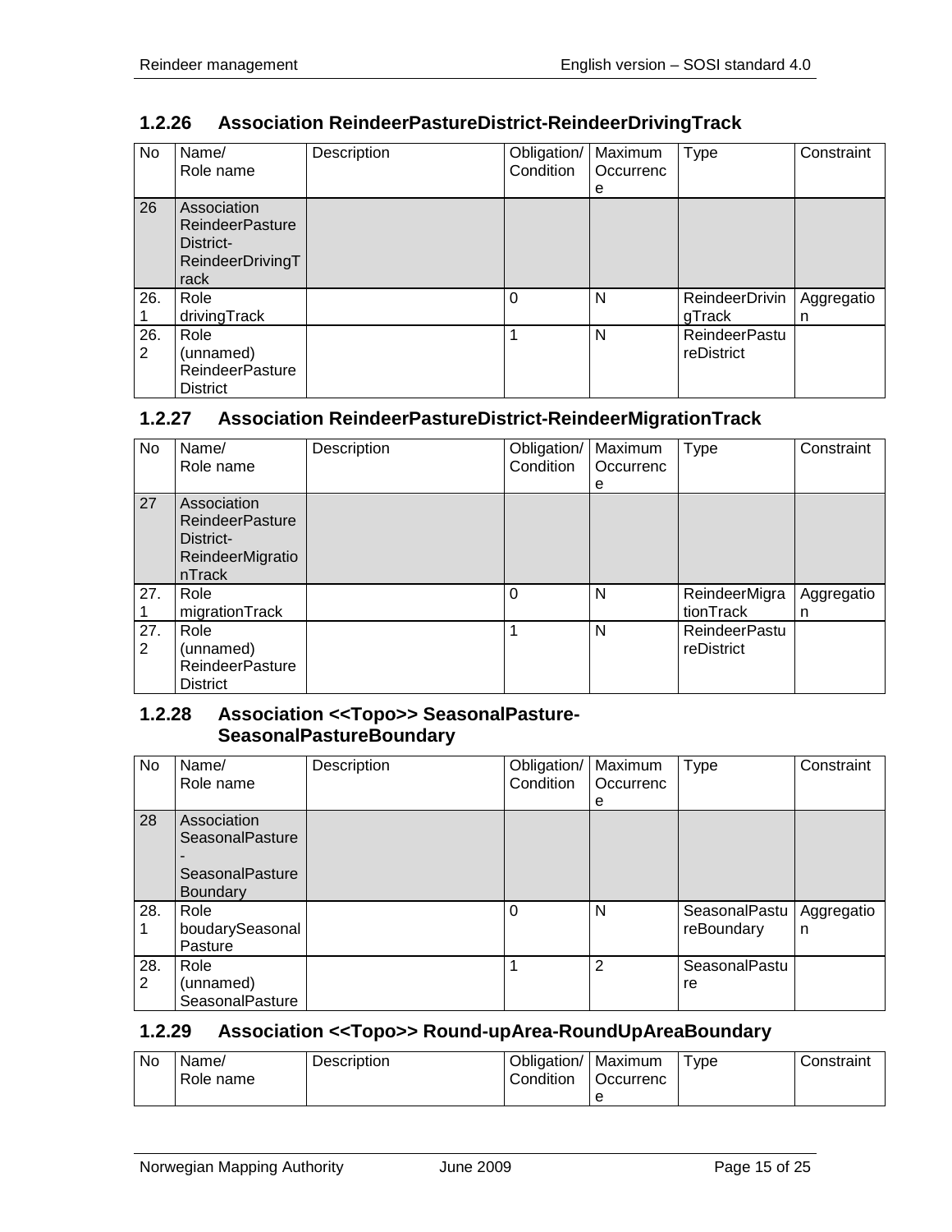### 1.2.26 Association ReindeerPastureDistrict-ReindeerDrivingTrack

| No | Name/<br>Role name | Description | Obligation/<br>Condition | Maximum<br>Occurrence | Type | Constraint |
|---|---|---|---|---|---|---|
| 26 | Association ReindeerPastureDistrict-ReindeerDrivingTrack | | | | | |
| 26.1 | Role drivingTrack | | 0 | N | ReindeerDrivingTrack | Aggregation |
| 26.2 | Role (unnamed) ReindeerPastureDistrict | | 1 | N | ReindeerPastureDistrict | |

### 1.2.27 Association ReindeerPastureDistrict-ReindeerMigrationTrack

| No | Name/<br>Role name | Description | Obligation/<br>Condition | Maximum<br>Occurrence | Type | Constraint |
|---|---|---|---|---|---|---|
| 27 | Association ReindeerPastureDistrict-ReindeerMigrationTrack | | | | | |
| 27.1 | Role migrationTrack | | 0 | N | ReindeerMigrationTrack | Aggregation |
| 27.2 | Role (unnamed) ReindeerPastureDistrict | | 1 | N | ReindeerPastureDistrict | |

### 1.2.28 Association <<Topo>> SeasonalPasture-SeasonalPastureBoundary

| No | Name/<br>Role name | Description | Obligation/<br>Condition | Maximum<br>Occurrence | Type | Constraint |
|---|---|---|---|---|---|---|
| 28 | Association SeasonalPasture-SeasonalPastureBoundary | | | | | |
| 28.1 | Role boudarySeasonalPasture | | 0 | N | SeasonalPastureBoundary | Aggregation |
| 28.2 | Role (unnamed) SeasonalPasture | | 1 | 2 | SeasonalPasture | |

### 1.2.29 Association <<Topo>> Round-upArea-RoundUpAreaBoundary

| No | Name/<br>Role name | Description | Obligation/<br>Condition | Maximum<br>Occurrence | Type | Constraint |
|---|---|---|---|---|---|---|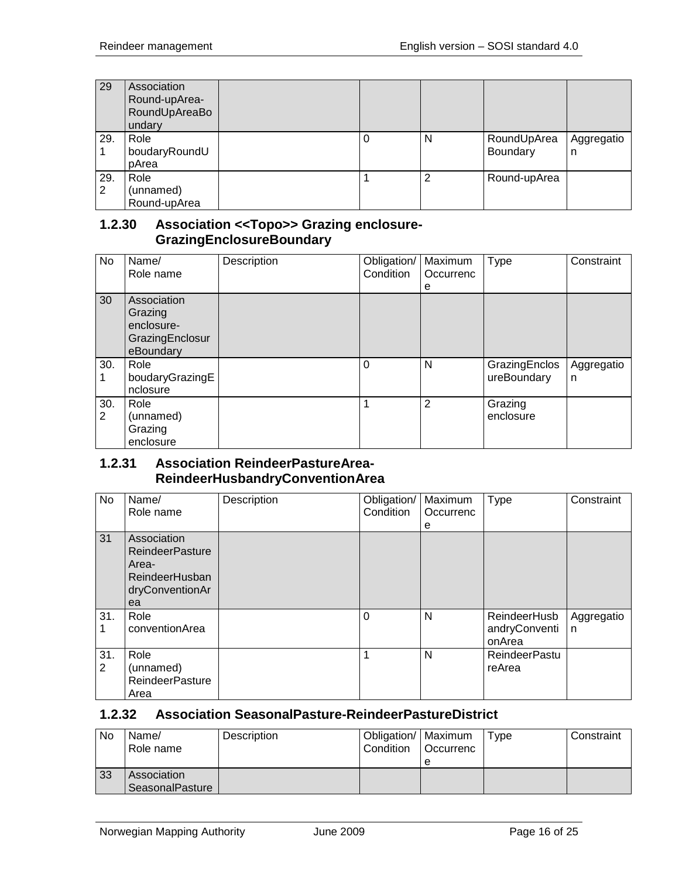| | | | | | | |
|---|---|---|---|---|---|---|
| 29 | Association Round-upArea-RoundUpAreaBoundary | | | | | |
| 29.1 | Role boudaryRoundUpArea | | 0 | N | RoundUpArea Boundary | Aggregation |
| 29.2 | Role (unnamed) Round-upArea | | 1 | 2 | Round-upArea | |

### 1.2.30 Association <<Topo>> Grazing enclosure-GrazingEnclosureBoundary

| No | Name/ Role name | Description | Obligation/ Condition | Maximum Occurrence | Type | Constraint |
|---|---|---|---|---|---|---|
| 30 | Association Grazing enclosure-GrazingEnclosureBoundary | | | | | |
| 30.1 | Role boudaryGrazingEnclosure | | 0 | N | GrazingEnclosureBoundary | Aggregation |
| 30.2 | Role (unnamed) Grazing enclosure | | 1 | 2 | Grazing enclosure | |

### 1.2.31 Association ReindeerPastureArea-ReindeerHusbandryConventionArea

| No | Name/ Role name | Description | Obligation/ Condition | Maximum Occurrence | Type | Constraint |
|---|---|---|---|---|---|---|
| 31 | Association ReindeerPastureArea-ReindeerHusbandryConventionArea | | | | | |
| 31.1 | Role conventionArea | | 0 | N | ReindeerHusbandryConventionArea | Aggregation |
| 31.2 | Role (unnamed) ReindeerPastureArea | | 1 | N | ReindeerPastureArea | |

### 1.2.32 Association SeasonalPasture-ReindeerPastureDistrict

| No | Name/ Role name | Description | Obligation/ Condition | Maximum Occurrence | Type | Constraint |
|---|---|---|---|---|---|---|
| 33 | Association SeasonalPasture | | | | | |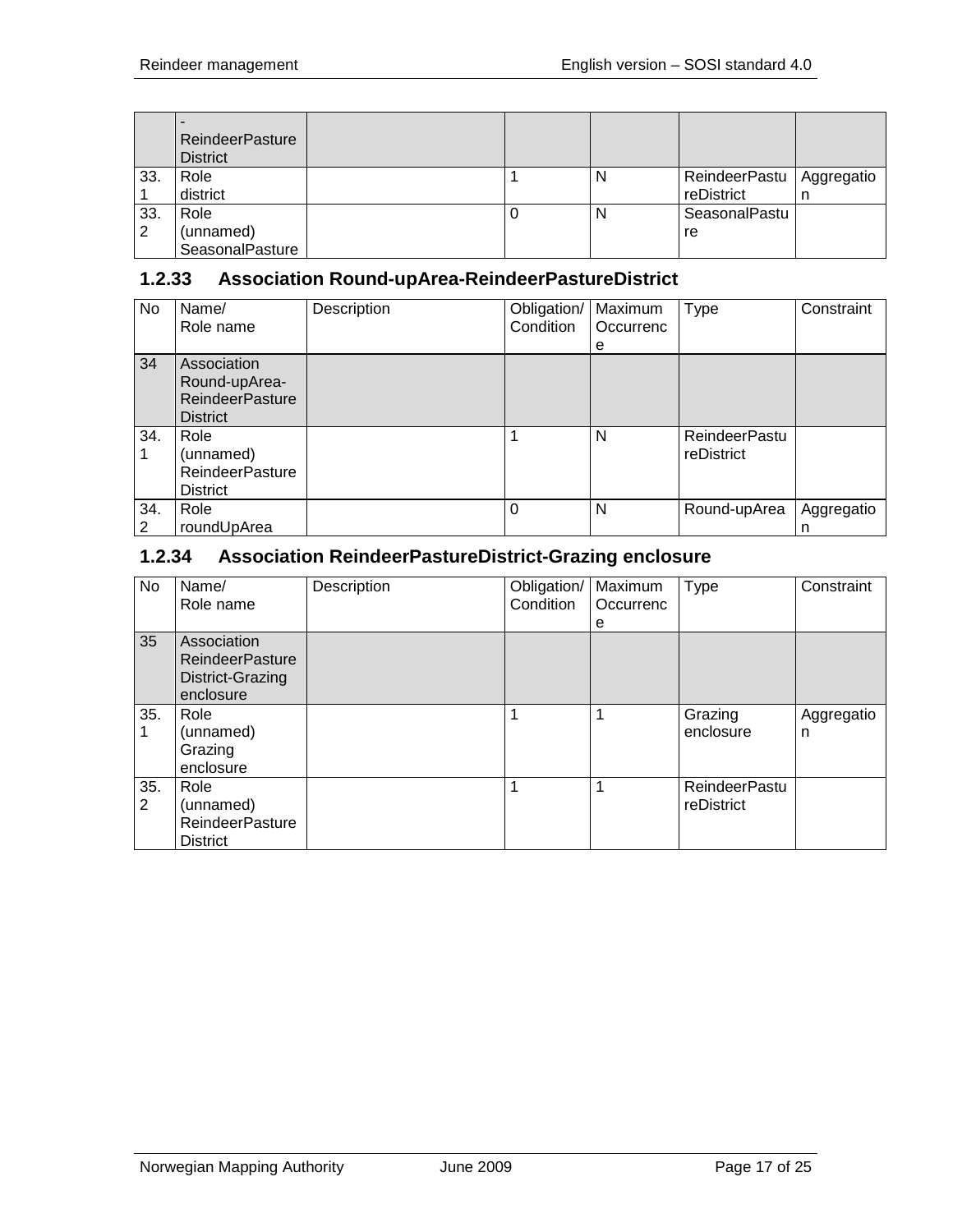| | | | | | | |
|---|---|---|---|---|---|---|
| | -ReindeerPasture District | | | | | |
| 33.1 | Role district | | 1 | N | ReindeerPastureDistrict | Aggregation |
| 33.2 | Role (unnamed) SeasonalPasture | | 0 | N | SeasonalPasture | |

### 1.2.33 Association Round-upArea-ReindeerPastureDistrict

| No | Name/ Role name | Description | Obligation/ Condition | Maximum Occurrence | Type | Constraint |
|---|---|---|---|---|---|---|
| 34 | Association Round-upArea-ReindeerPasture District | | | | | |
| 34.1 | Role (unnamed) ReindeerPasture District | | 1 | N | ReindeerPastureDistrict | |
| 34.2 | Role roundUpArea | | 0 | N | Round-upArea | Aggregation |

### 1.2.34 Association ReindeerPastureDistrict-Grazing enclosure

| No | Name/ Role name | Description | Obligation/ Condition | Maximum Occurrence | Type | Constraint |
|---|---|---|---|---|---|---|
| 35 | Association ReindeerPasture District-Grazing enclosure | | | | | |
| 35.1 | Role (unnamed) Grazing enclosure | | 1 | 1 | Grazing enclosure | Aggregation |
| 35.2 | Role (unnamed) ReindeerPasture District | | 1 | 1 | ReindeerPastureDistrict | |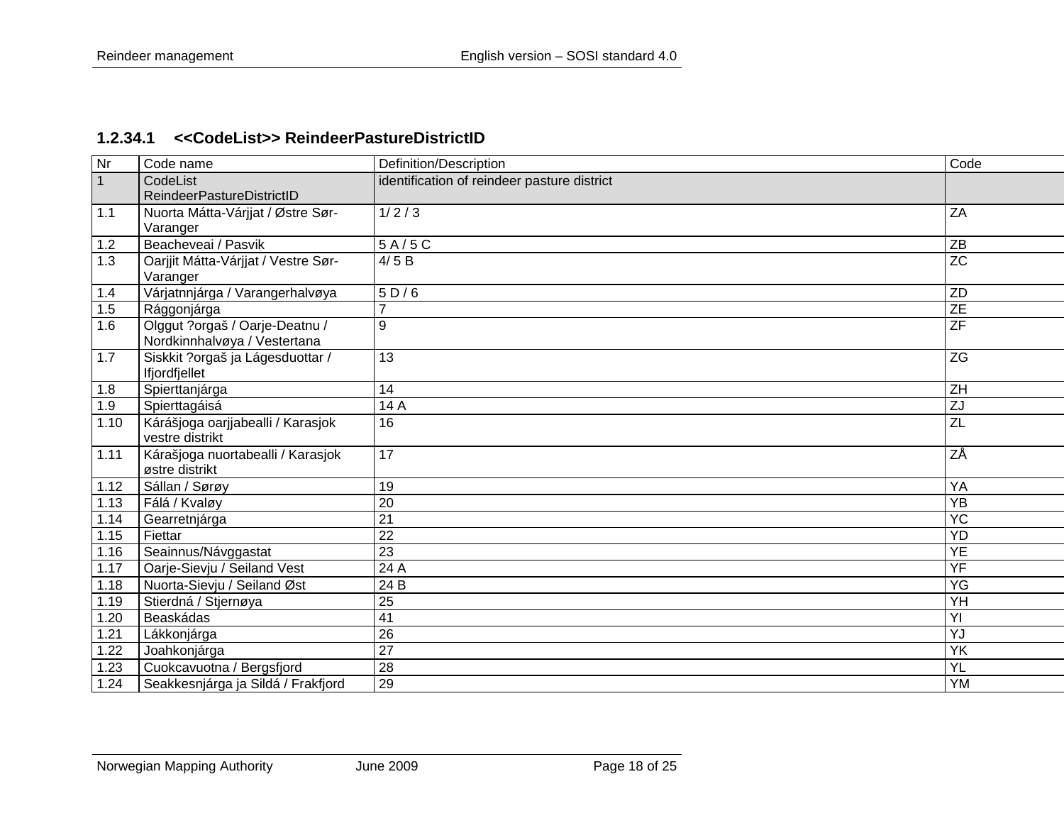### 1.2.34.1 <<CodeList>> ReindeerPastureDistrictID

| Nr | Code name | Definition/Description | Code |
|---|---|---|---|
| 1 | CodeList ReindeerPastureDistrictID | identification of reindeer pasture district | |
| 1.1 | Nuorta Mátta-Várjjat / Østre Sør-Varanger | 1/ 2 / 3 | ZA |
| 1.2 | Beacheveai / Pasvik | 5 A / 5 C | ZB |
| 1.3 | Oarjjit Mátta-Várjjat / Vestre Sør-Varanger | 4/ 5 B | ZC |
| 1.4 | Várjatnnjárga / Varangerhalvøya | 5 D / 6 | ZD |
| 1.5 | Rággonjárga | 7 | ZE |
| 1.6 | Olggut ?orgaš / Oarje-Deatnu / Nordkinnhalvøya / Vestertana | 9 | ZF |
| 1.7 | Siskkit ?orgaš ja Lágesduottar / Ifjordfjellet | 13 | ZG |
| 1.8 | Spierttanjárga | 14 | ZH |
| 1.9 | Spierttagáisá | 14 A | ZJ |
| 1.10 | Kárášjoga oarjjabealli / Karasjok vestre distrikt | 16 | ZL |
| 1.11 | Kárašjoga nuortabealli / Karasjok østre distrikt | 17 | ZÅ |
| 1.12 | Sállan / Sørøy | 19 | YA |
| 1.13 | Fálá / Kvaløy | 20 | YB |
| 1.14 | Gearretnjárga | 21 | YC |
| 1.15 | Fiettar | 22 | YD |
| 1.16 | Seainnus/Návggastat | 23 | YE |
| 1.17 | Oarje-Sievju / Seiland Vest | 24 A | YF |
| 1.18 | Nuorta-Sievju / Seiland Øst | 24 B | YG |
| 1.19 | Stierdná / Stjernøya | 25 | YH |
| 1.20 | Beaskádas | 41 | YI |
| 1.21 | Lákkonjárga | 26 | YJ |
| 1.22 | Joahkonjárga | 27 | YK |
| 1.23 | Cuokcavuotna / Bergsfjord | 28 | YL |
| 1.24 | Seakkesnjárga ja Sildá / Frakfjord | 29 | YM |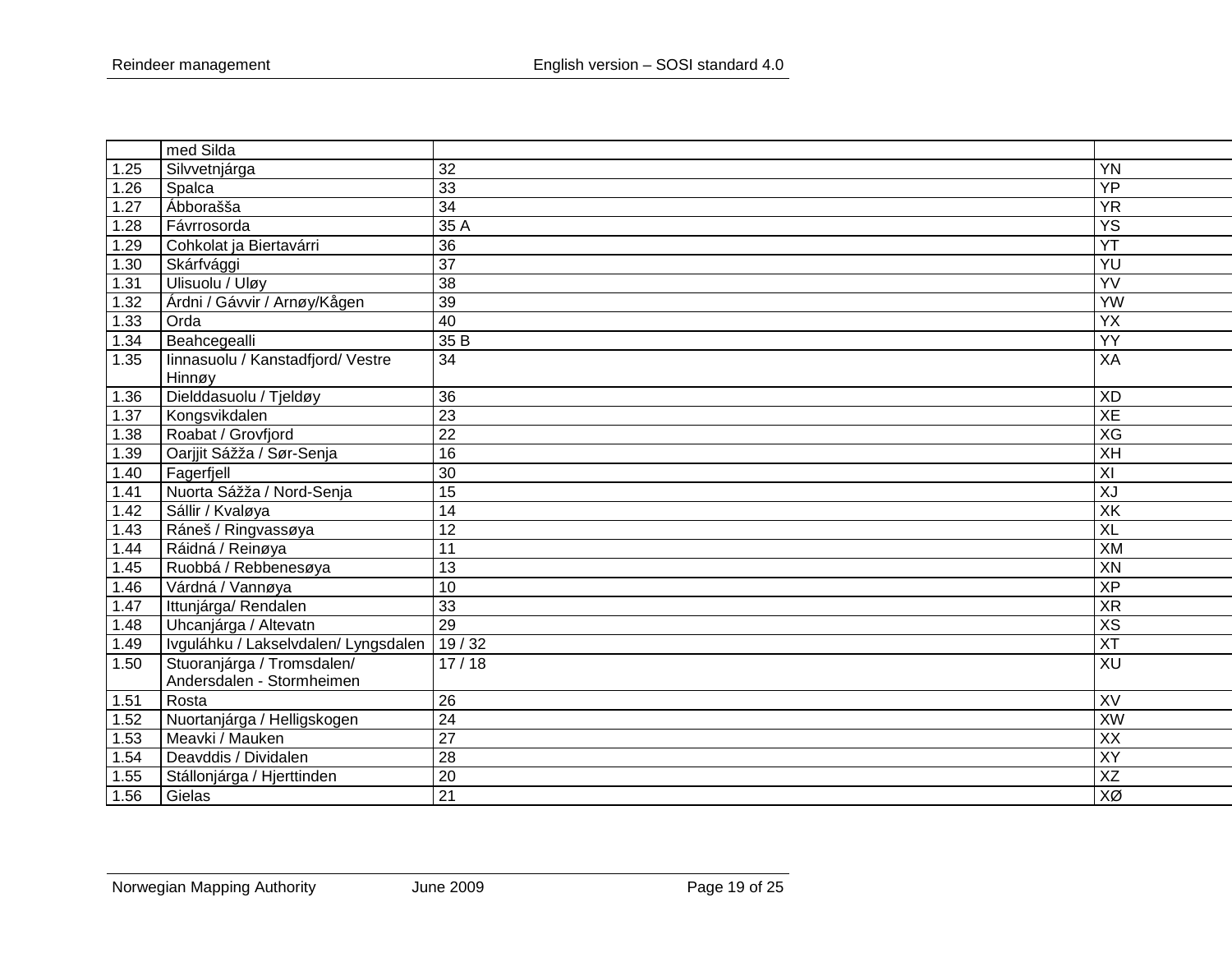| | | | |
|---|---|---|---|
| | med Silda | | |
| 1.25 | Silvvetnjárga | 32 | YN |
| 1.26 | Spalca | 33 | YP |
| 1.27 | Ábborašša | 34 | YR |
| 1.28 | Fávrrosorda | 35 A | YS |
| 1.29 | Cohkolat ja Biertavárri | 36 | YT |
| 1.30 | Skárfvággi | 37 | YU |
| 1.31 | Ulisuolu / Uløy | 38 | YV |
| 1.32 | Árdni / Gávvir / Arnøy/Kågen | 39 | YW |
| 1.33 | Orda | 40 | YX |
| 1.34 | Beahcegealli | 35 B | YY |
| 1.35 | Iinnasuolu / Kanstadfjord/ Vestre Hinnøy | 34 | XA |
| 1.36 | Dielddasuolu / Tjeldøy | 36 | XD |
| 1.37 | Kongsvikdalen | 23 | XE |
| 1.38 | Roabat / Grovfjord | 22 | XG |
| 1.39 | Oarjjit Sážža / Sør-Senja | 16 | XH |
| 1.40 | Fagerfjell | 30 | XI |
| 1.41 | Nuorta Sážža / Nord-Senja | 15 | XJ |
| 1.42 | Sállir / Kvaløya | 14 | XK |
| 1.43 | Ráneš / Ringvassøya | 12 | XL |
| 1.44 | Ráidná / Reinøya | 11 | XM |
| 1.45 | Ruobbá / Rebbenesøya | 13 | XN |
| 1.46 | Várdná / Vannøya | 10 | XP |
| 1.47 | Ittunjárga/ Rendalen | 33 | XR |
| 1.48 | Uhcanjárga / Altevatn | 29 | XS |
| 1.49 | Ivguláhku / Lakselvdalen/ Lyngsdalen | 19 / 32 | XT |
| 1.50 | Stuoranjárga / Tromsdalen/ Andersdalen - Stormheimen | 17 / 18 | XU |
| 1.51 | Rosta | 26 | XV |
| 1.52 | Nuortanjárga / Helligskogen | 24 | XW |
| 1.53 | Meavki / Mauken | 27 | XX |
| 1.54 | Deavddis / Dividalen | 28 | XY |
| 1.55 | Stállonjárga / Hjerttinden | 20 | XZ |
| 1.56 | Gielas | 21 | XØ |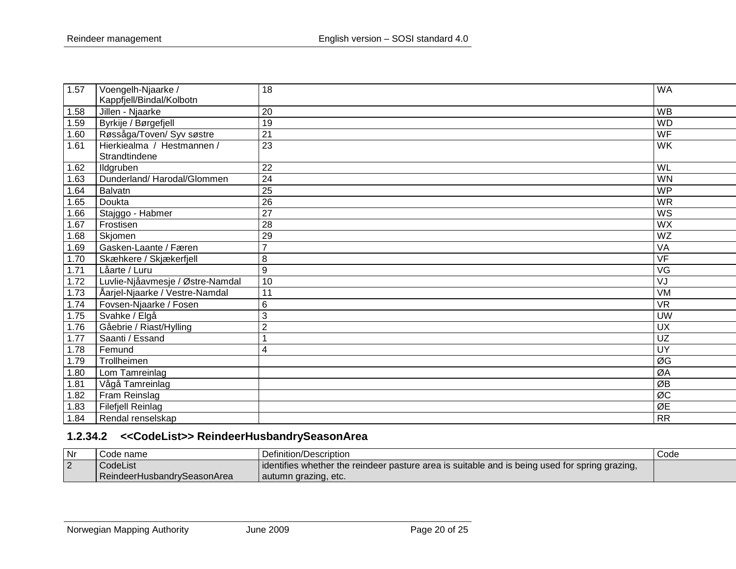| | | | |
|---|---|---|---|
| 1.57 | Voengelh-Njaarke / Kappfjell/Bindal/Kolbotn | 18 | WA |
| 1.58 | Jillen - Njaarke | 20 | WB |
| 1.59 | Byrkije / Børgefjell | 19 | WD |
| 1.60 | Røssåga/Toven/ Syv søstre | 21 | WF |
| 1.61 | Hierkiealma / Hestmannen / Strandtindene | 23 | WK |
| 1.62 | Ildgruben | 22 | WL |
| 1.63 | Dunderland/ Harodal/Glommen | 24 | WN |
| 1.64 | Balvatn | 25 | WP |
| 1.65 | Doukta | 26 | WR |
| 1.66 | Stajggo - Habmer | 27 | WS |
| 1.67 | Frostisen | 28 | WX |
| 1.68 | Skjomen | 29 | WZ |
| 1.69 | Gasken-Laante / Færen | 7 | VA |
| 1.70 | Skæhkere / Skjækerfjell | 8 | VF |
| 1.71 | Låarte / Luru | 9 | VG |
| 1.72 | Luvlie-Njåavmesje / Østre-Namdal | 10 | VJ |
| 1.73 | Åarjel-Njaarke / Vestre-Namdal | 11 | VM |
| 1.74 | Fovsen-Njaarke / Fosen | 6 | VR |
| 1.75 | Svahke / Elgå | 3 | UW |
| 1.76 | Gåebrie / Riast/Hylling | 2 | UX |
| 1.77 | Saanti / Essand | 1 | UZ |
| 1.78 | Femund | 4 | UY |
| 1.79 | Trollheimen | | ØG |
| 1.80 | Lom Tamreinlag | | ØA |
| 1.81 | Vågå Tamreinlag | | ØB |
| 1.82 | Fram Reinslag | | ØC |
| 1.83 | Filefjell Reinlag | | ØE |
| 1.84 | Rendal renselskap | | RR |

### 1.2.34.2 <<CodeList>> ReindeerHusbandrySeasonArea

| Nr | Code name | Definition/Description | Code |
|---|---|---|---|
| 2 | CodeList ReindeerHusbandrySeasonArea | identifies whether the reindeer pasture area is suitable and is being used for spring grazing, autumn grazing, etc. | |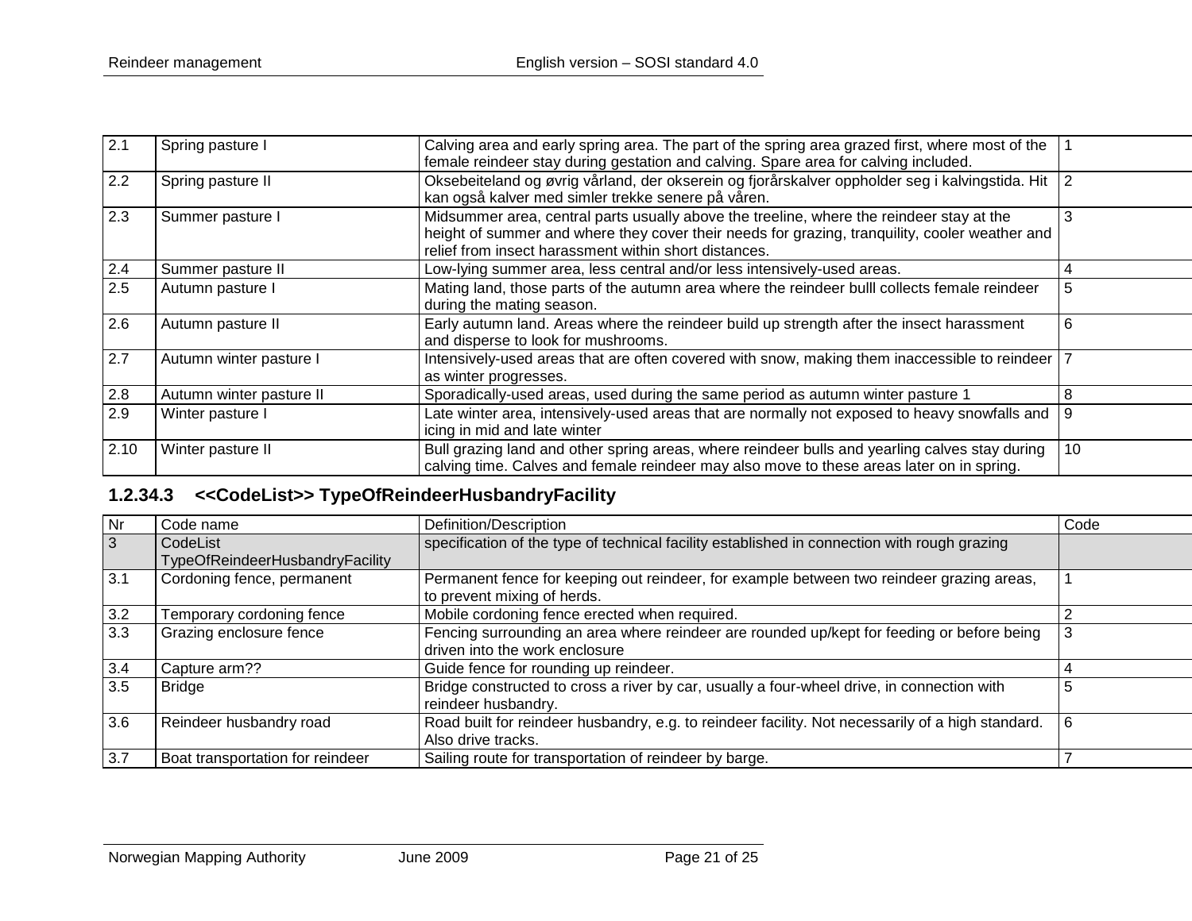| | | | |
|---|---|---|---|
| 2.1 | Spring pasture I | Calving area and early spring area. The part of the spring area grazed first, where most of the female reindeer stay during gestation and calving. Spare area for calving included. | 1 |
| 2.2 | Spring pasture II | Oksebeiteland og øvrig vårland, der okserein og fjorårskalver oppholder seg i kalvingstida. Hit kan også kalver med simler trekke senere på våren. | 2 |
| 2.3 | Summer pasture I | Midsummer area, central parts usually above the treeline, where the reindeer stay at the height of summer and where they cover their needs for grazing, tranquility, cooler weather and relief from insect harassment within short distances. | 3 |
| 2.4 | Summer pasture II | Low-lying summer area, less central and/or less intensively-used areas. | 4 |
| 2.5 | Autumn pasture I | Mating land, those parts of the autumn area where the reindeer bulll collects female reindeer during the mating season. | 5 |
| 2.6 | Autumn pasture II | Early autumn land. Areas where the reindeer build up strength after the insect harassment and disperse to look for mushrooms. | 6 |
| 2.7 | Autumn winter pasture I | Intensively-used areas that are often covered with snow, making them inaccessible to reindeer as winter progresses. | 7 |
| 2.8 | Autumn winter pasture II | Sporadically-used areas, used during the same period as autumn winter pasture 1 | 8 |
| 2.9 | Winter pasture I | Late winter area, intensively-used areas that are normally not exposed to heavy snowfalls and icing in mid and late winter | 9 |
| 2.10 | Winter pasture II | Bull grazing land and other spring areas, where reindeer bulls and yearling calves stay during calving time. Calves and female reindeer may also move to these areas later on in spring. | 10 |

### 1.2.34.3 <<CodeList>> TypeOfReindeerHusbandryFacility

| Nr | Code name | Definition/Description | Code |
|---|---|---|---|
| 3 | CodeList TypeOfReindeerHusbandryFacility | specification of the type of technical facility established in connection with rough grazing | |
| 3.1 | Cordoning fence, permanent | Permanent fence for keeping out reindeer, for example between two reindeer grazing areas, to prevent mixing of herds. | 1 |
| 3.2 | Temporary cordoning fence | Mobile cordoning fence erected when required. | 2 |
| 3.3 | Grazing enclosure fence | Fencing surrounding an area where reindeer are rounded up/kept for feeding or before being driven into the work enclosure | 3 |
| 3.4 | Capture arm?? | Guide fence for rounding up reindeer. | 4 |
| 3.5 | Bridge | Bridge constructed to cross a river by car, usually a four-wheel drive, in connection with reindeer husbandry. | 5 |
| 3.6 | Reindeer husbandry road | Road built for reindeer husbandry, e.g. to reindeer facility. Not necessarily of a high standard. Also drive tracks. | 6 |
| 3.7 | Boat transportation for reindeer | Sailing route for transportation of reindeer by barge. | 7 |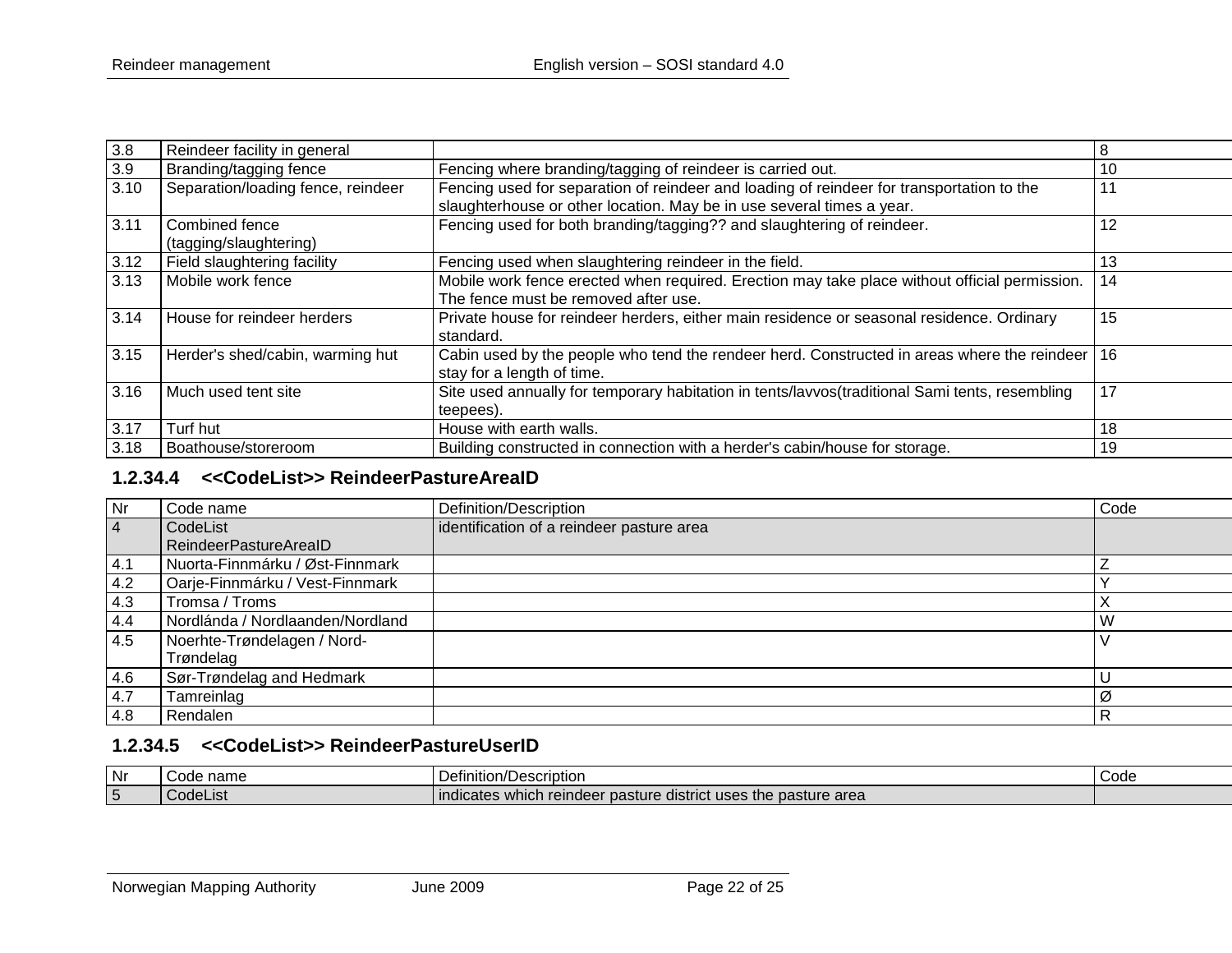| | | | |
|---|---|---|---|
| 3.8 | Reindeer facility in general | | 8 |
| 3.9 | Branding/tagging fence | Fencing where branding/tagging of reindeer is carried out. | 10 |
| 3.10 | Separation/loading fence, reindeer | Fencing used for separation of reindeer and loading of reindeer for transportation to the slaughterhouse or other location. May be in use several times a year. | 11 |
| 3.11 | Combined fence (tagging/slaughtering) | Fencing used for both branding/tagging?? and slaughtering of reindeer. | 12 |
| 3.12 | Field slaughtering facility | Fencing used when slaughtering reindeer in the field. | 13 |
| 3.13 | Mobile work fence | Mobile work fence erected when required. Erection may take place without official permission. The fence must be removed after use. | 14 |
| 3.14 | House for reindeer herders | Private house for reindeer herders, either main residence or seasonal residence. Ordinary standard. | 15 |
| 3.15 | Herder's shed/cabin, warming hut | Cabin used by the people who tend the rendeer herd. Constructed in areas where the reindeer stay for a length of time. | 16 |
| 3.16 | Much used tent site | Site used annually for temporary habitation in tents/lavvos(traditional Sami tents, resembling teepees). | 17 |
| 3.17 | Turf hut | House with earth walls. | 18 |
| 3.18 | Boathouse/storeroom | Building constructed in connection with a herder's cabin/house for storage. | 19 |

### 1.2.34.4 <<CodeList>> ReindeerPastureAreaID

| Nr | Code name | Definition/Description | Code |
|---|---|---|---|
| 4 | CodeList ReindeerPastureAreaID | identification of a reindeer pasture area | |
| 4.1 | Nuorta-Finnmárku / Øst-Finnmark | | Z |
| 4.2 | Oarje-Finnmárku / Vest-Finnmark | | Y |
| 4.3 | Tromsa / Troms | | X |
| 4.4 | Nordlánda / Nordlaanden/Nordland | | W |
| 4.5 | Noerhte-Trøndelagen / Nord-Trøndelag | | V |
| 4.6 | Sør-Trøndelag and Hedmark | | U |
| 4.7 | Tamreinlag | | Ø |
| 4.8 | Rendalen | | R |

### 1.2.34.5 <<CodeList>> ReindeerPastureUserID

| Nr | Code name | Definition/Description | Code |
|---|---|---|---|
| 5 | CodeList | indicates which reindeer pasture district uses the pasture area | |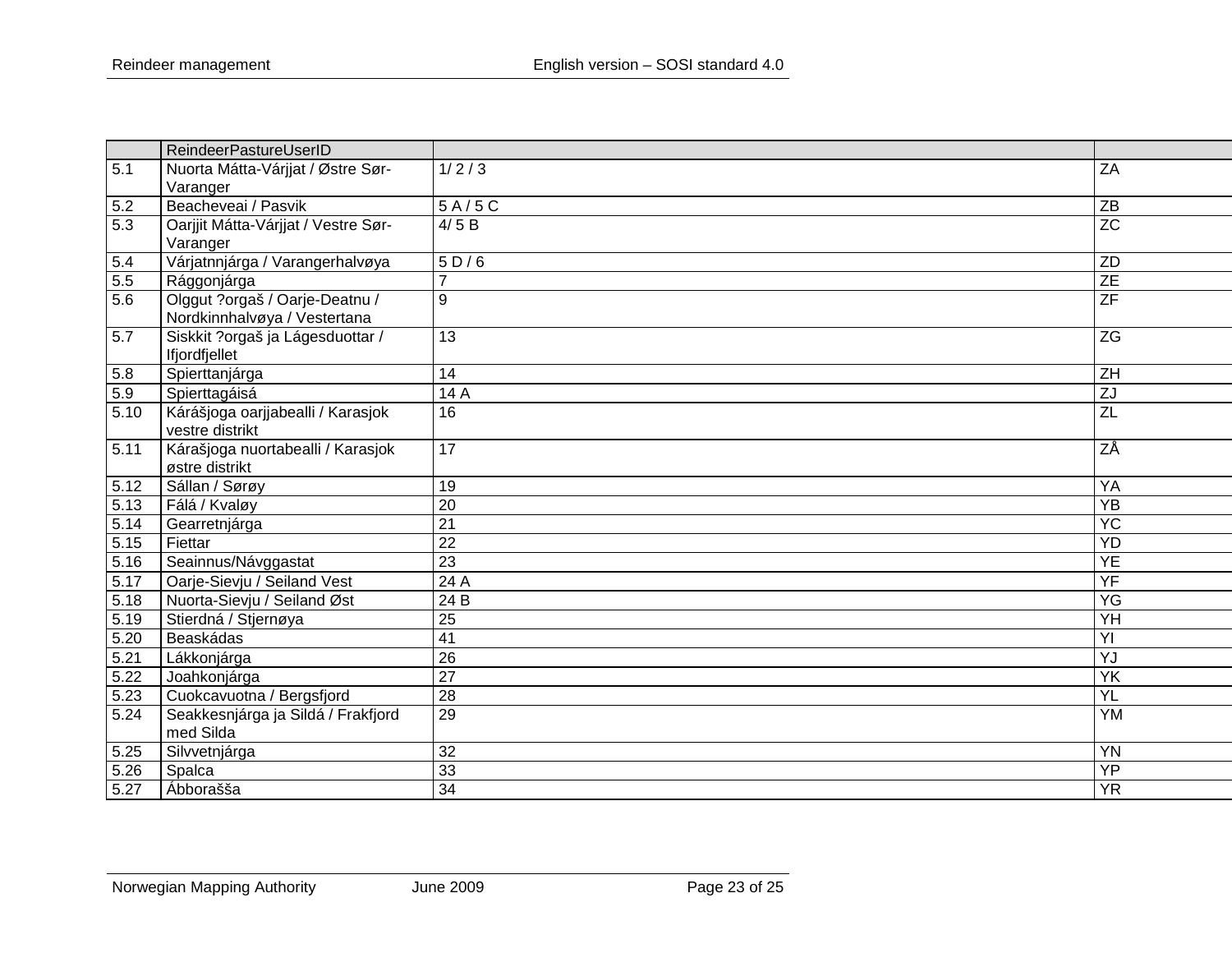| | ReindeerPastureUserID | | |
|---|---|---|---|
| 5.1 | Nuorta Mátta-Várjjat / Østre Sør-Varanger | 1/ 2 / 3 | ZA |
| 5.2 | Beacheveai / Pasvik | 5 A / 5 C | ZB |
| 5.3 | Oarjjit Mátta-Várjjat / Vestre Sør-Varanger | 4/ 5 B | ZC |
| 5.4 | Várjatnnjárga / Varangerhalvøya | 5 D / 6 | ZD |
| 5.5 | Rággonjárga | 7 | ZE |
| 5.6 | Olggut ?orgaš / Oarje-Deatnu / Nordkinnhalvøya / Vestertana | 9 | ZF |
| 5.7 | Siskkit ?orgaš ja Lágesduottar / Ifjordfjellet | 13 | ZG |
| 5.8 | Spierttanjárga | 14 | ZH |
| 5.9 | Spierttagáisá | 14 A | ZJ |
| 5.10 | Kárášjoga oarjjabealli / Karasjok vestre distrikt | 16 | ZL |
| 5.11 | Kárašjoga nuortabealli / Karasjok østre distrikt | 17 | ZÅ |
| 5.12 | Sállan / Sørøy | 19 | YA |
| 5.13 | Fálá / Kvaløy | 20 | YB |
| 5.14 | Gearretnjárga | 21 | YC |
| 5.15 | Fiettar | 22 | YD |
| 5.16 | Seainnus/Návggastat | 23 | YE |
| 5.17 | Oarje-Sievju / Seiland Vest | 24 A | YF |
| 5.18 | Nuorta-Sievju / Seiland Øst | 24 B | YG |
| 5.19 | Stierdná / Stjernøya | 25 | YH |
| 5.20 | Beaskádas | 41 | YI |
| 5.21 | Lákkonjárga | 26 | YJ |
| 5.22 | Joahkonjárga | 27 | YK |
| 5.23 | Cuokcavuotna / Bergsfjord | 28 | YL |
| 5.24 | Seakkesnjárga ja Sildá / Frakfjord med Silda | 29 | YM |
| 5.25 | Silvvetnjárga | 32 | YN |
| 5.26 | Spalca | 33 | YP |
| 5.27 | Ábborašša | 34 | YR |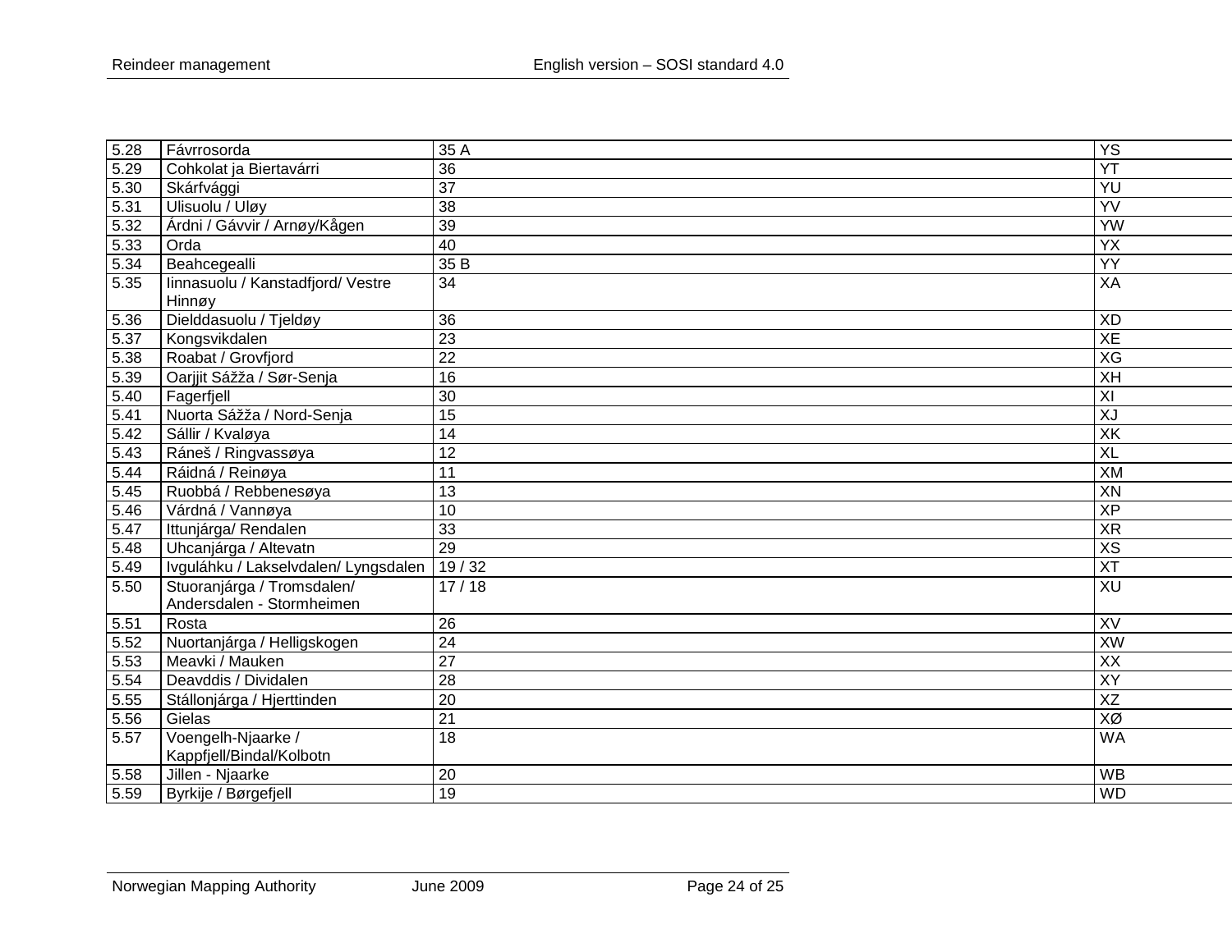| | | | |
|---|---|---|---|
| 5.28 | Fávrrosorda | 35 A | YS |
| 5.29 | Cohkolat ja Biertavárri | 36 | YT |
| 5.30 | Skárfvággi | 37 | YU |
| 5.31 | Ulisuolu / Uløy | 38 | YV |
| 5.32 | Árdni / Gávvir / Arnøy/Kågen | 39 | YW |
| 5.33 | Orda | 40 | YX |
| 5.34 | Beahcegealli | 35 B | YY |
| 5.35 | Iinnasuolu / Kanstadfjord/ Vestre Hinnøy | 34 | XA |
| 5.36 | Dielddasuolu / Tjeldøy | 36 | XD |
| 5.37 | Kongsvikdalen | 23 | XE |
| 5.38 | Roabat / Grovfjord | 22 | XG |
| 5.39 | Oarjjit Sážža / Sør-Senja | 16 | XH |
| 5.40 | Fagerfjell | 30 | XI |
| 5.41 | Nuorta Sážža / Nord-Senja | 15 | XJ |
| 5.42 | Sállir / Kvaløya | 14 | XK |
| 5.43 | Ráneš / Ringvassøya | 12 | XL |
| 5.44 | Ráidná / Reinøya | 11 | XM |
| 5.45 | Ruobbá / Rebbenesøya | 13 | XN |
| 5.46 | Várdná / Vannøya | 10 | XP |
| 5.47 | Ittunjárga/ Rendalen | 33 | XR |
| 5.48 | Uhcanjárga / Altevatn | 29 | XS |
| 5.49 | Ivguláhku / Lakselvdalen/ Lyngsdalen | 19 / 32 | XT |
| 5.50 | Stuoranjárga / Tromsdalen/ Andersdalen - Stormheimen | 17 / 18 | XU |
| 5.51 | Rosta | 26 | XV |
| 5.52 | Nuortanjárga / Helligskogen | 24 | XW |
| 5.53 | Meavki / Mauken | 27 | XX |
| 5.54 | Deavddis / Dividalen | 28 | XY |
| 5.55 | Stállonjárga / Hjerttinden | 20 | XZ |
| 5.56 | Gielas | 21 | XØ |
| 5.57 | Voengelh-Njaarke / Kappfjell/Bindal/Kolbotn | 18 | WA |
| 5.58 | Jillen - Njaarke | 20 | WB |
| 5.59 | Byrkije / Børgefjell | 19 | WD |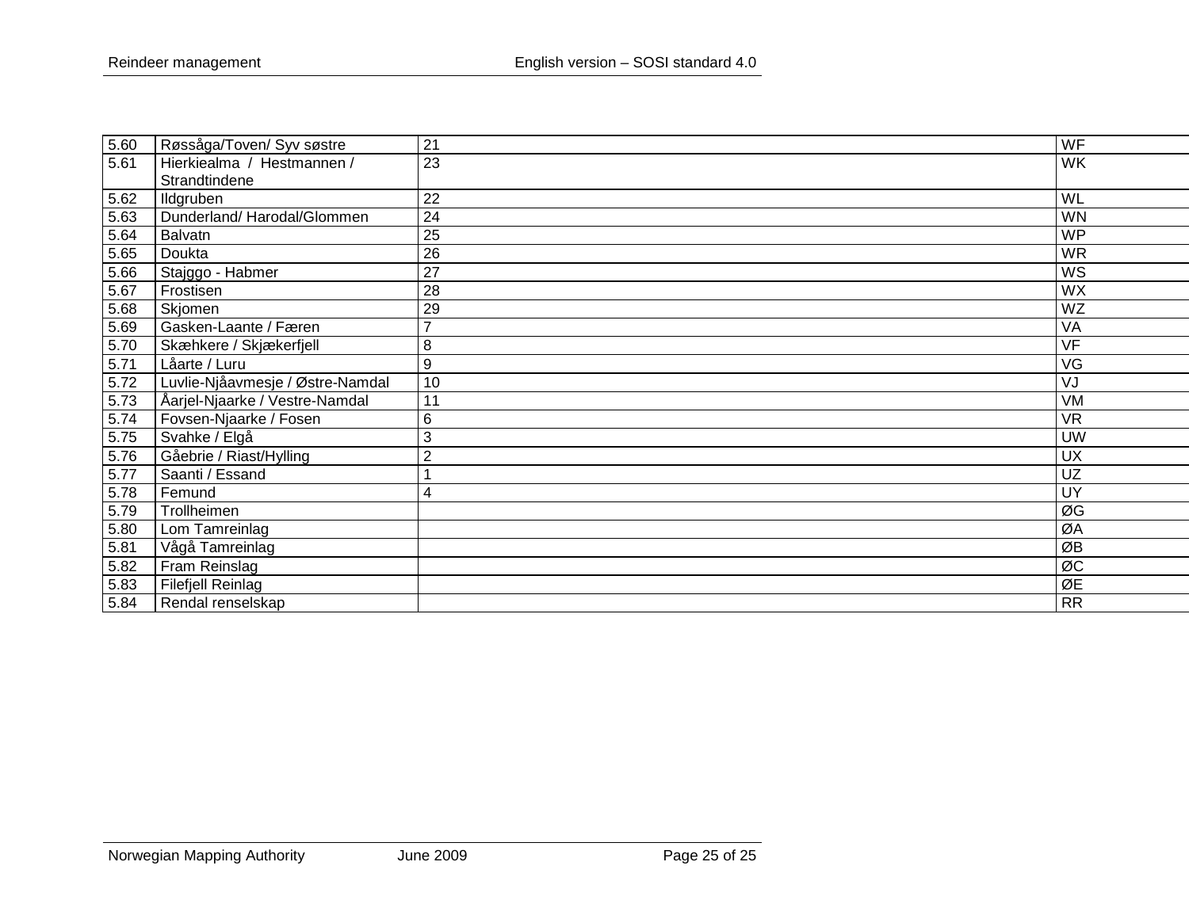| | | | |
|---|---|---|---|
| 5.60 | Røssåga/Toven/ Syv søstre | 21 | WF |
| 5.61 | Hierkiealma / Hestmannen / Strandtindene | 23 | WK |
| 5.62 | Ildgruben | 22 | WL |
| 5.63 | Dunderland/ Harodal/Glommen | 24 | WN |
| 5.64 | Balvatn | 25 | WP |
| 5.65 | Doukta | 26 | WR |
| 5.66 | Stajggo - Habmer | 27 | WS |
| 5.67 | Frostisen | 28 | WX |
| 5.68 | Skjomen | 29 | WZ |
| 5.69 | Gasken-Laante / Færen | 7 | VA |
| 5.70 | Skæhkere / Skjækerfjell | 8 | VF |
| 5.71 | Låarte / Luru | 9 | VG |
| 5.72 | Luvlie-Njåavmesje / Østre-Namdal | 10 | VJ |
| 5.73 | Åarjel-Njaarke / Vestre-Namdal | 11 | VM |
| 5.74 | Fovsen-Njaarke / Fosen | 6 | VR |
| 5.75 | Svahke / Elgå | 3 | UW |
| 5.76 | Gåebrie / Riast/Hylling | 2 | UX |
| 5.77 | Saanti / Essand | 1 | UZ |
| 5.78 | Femund | 4 | UY |
| 5.79 | Trollheimen | | ØG |
| 5.80 | Lom Tamreinlag | | ØA |
| 5.81 | Vågå Tamreinlag | | ØB |
| 5.82 | Fram Reinslag | | ØC |
| 5.83 | Filefjell Reinlag | | ØE |
| 5.84 | Rendal renselskap | | RR |